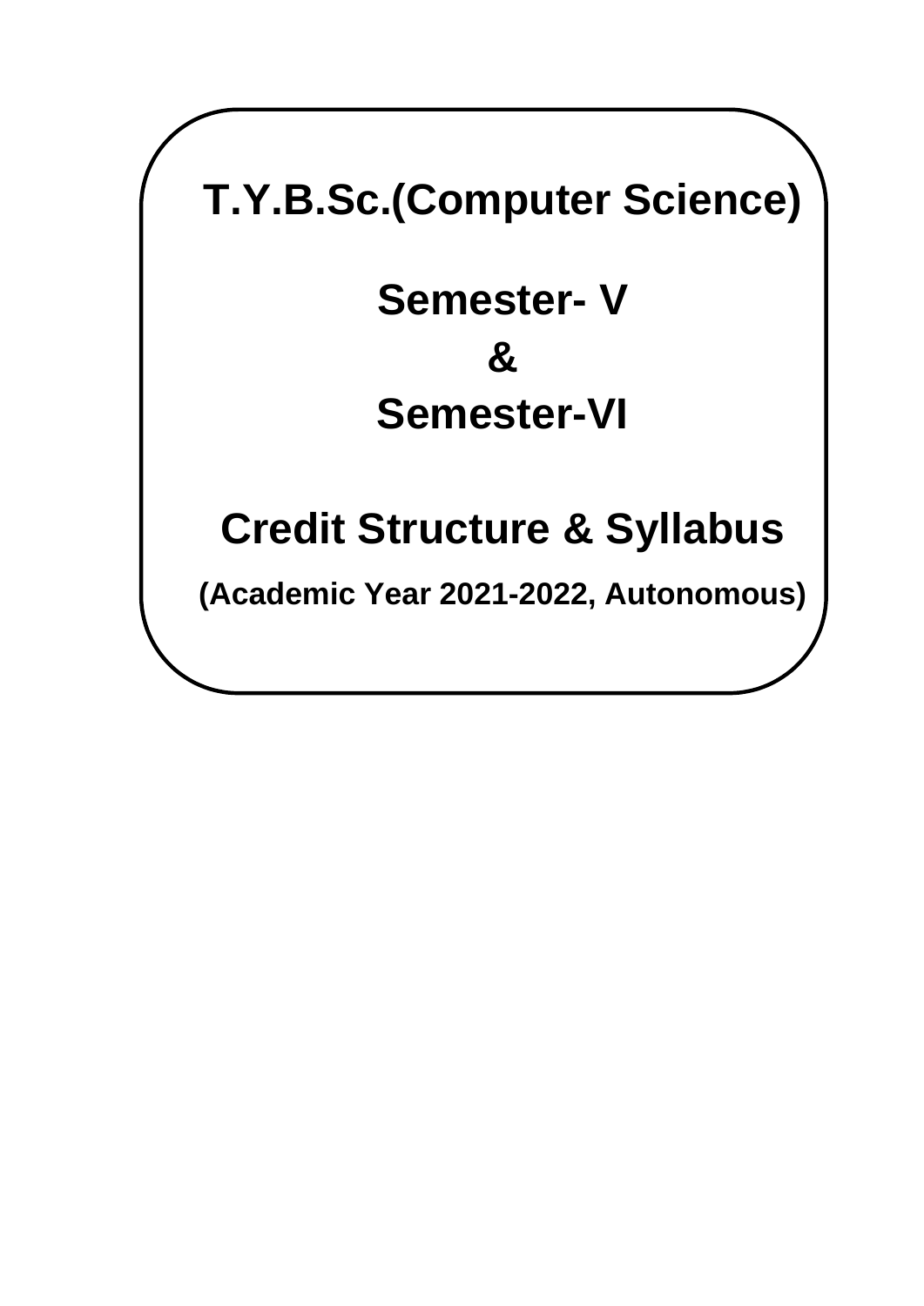# T.Y.B.Sc.(Computer Science)

## Semester- V

## &

## Semester-VI

## Credit Structure & Syllabus

**(Academic Year 2021-2022, Autonomous)**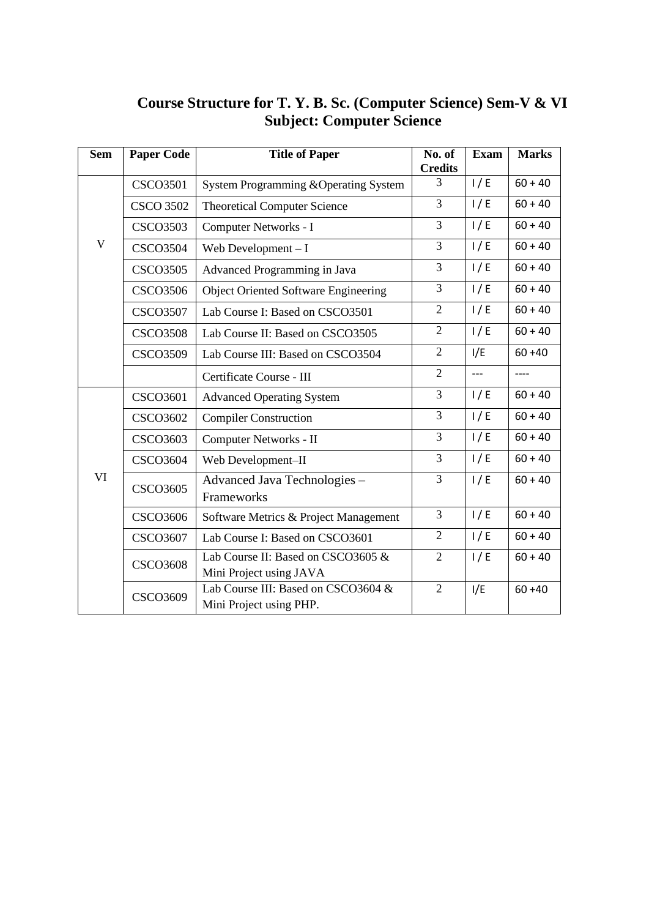# Course Structure for T. Y. B. Sc. (Computer Science) Sem-V & VI
## Subject: Computer Science

| Sem | Paper Code | Title of Paper | No. of Credits | Exam | Marks |
|---|---|---|---|---|---|
| V | CSCO3501 | System Programming &Operating System | 3 | I / E | 60 + 40 |
| | CSCO 3502 | Theoretical Computer Science | 3 | I / E | 60 + 40 |
| | CSCO3503 | Computer Networks - I | 3 | I / E | 60 + 40 |
| | CSCO3504 | Web Development – I | 3 | I / E | 60 + 40 |
| | CSCO3505 | Advanced Programming in Java | 3 | I / E | 60 + 40 |
| | CSCO3506 | Object Oriented Software Engineering | 3 | I / E | 60 + 40 |
| | CSCO3507 | Lab Course I: Based on CSCO3501 | 2 | I / E | 60 + 40 |
| | CSCO3508 | Lab Course II: Based on CSCO3505 | 2 | I / E | 60 + 40 |
| | CSCO3509 | Lab Course III: Based on CSCO3504 | 2 | I/E | 60 +40 |
| | | Certificate Course - III | 2 | --- | ---- |
| VI | CSCO3601 | Advanced Operating System | 3 | I / E | 60 + 40 |
| | CSCO3602 | Compiler Construction | 3 | I / E | 60 + 40 |
| | CSCO3603 | Computer Networks - II | 3 | I / E | 60 + 40 |
| | CSCO3604 | Web Development–II | 3 | I / E | 60 + 40 |
| | CSCO3605 | Advanced Java Technologies – Frameworks | 3 | I / E | 60 + 40 |
| | CSCO3606 | Software Metrics & Project Management | 3 | I / E | 60 + 40 |
| | CSCO3607 | Lab Course I: Based on CSCO3601 | 2 | I / E | 60 + 40 |
| | CSCO3608 | Lab Course II: Based on CSCO3605 & Mini Project using JAVA | 2 | I / E | 60 + 40 |
| | CSCO3609 | Lab Course III: Based on CSCO3604 & Mini Project using PHP. | 2 | I/E | 60 +40 |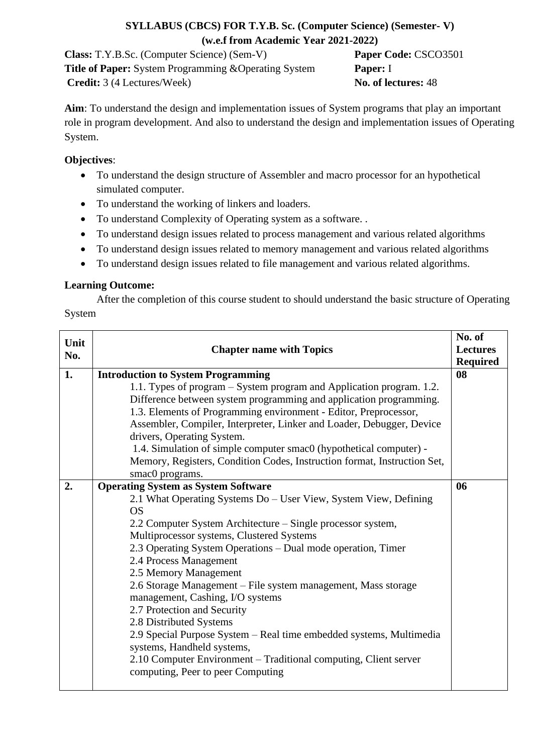**SYLLABUS (CBCS) FOR T.Y.B. Sc. (Computer Science) (Semester- V)**
**(w.e.f from Academic Year 2021-2022)**

**Class:** T.Y.B.Sc. (Computer Science) (Sem-V) **Paper Code:** CSCO3501
**Title of Paper:** System Programming &Operating System **Paper:** I
**Credit:** 3 (4 Lectures/Week) **No. of lectures:** 48

**Aim**: To understand the design and implementation issues of System programs that play an important role in program development. And also to understand the design and implementation issues of Operating System.

**Objectives**:

- To understand the design structure of Assembler and macro processor for an hypothetical simulated computer.
- To understand the working of linkers and loaders.
- To understand Complexity of Operating system as a software. .
- To understand design issues related to process management and various related algorithms
- To understand design issues related to memory management and various related algorithms
- To understand design issues related to file management and various related algorithms.

**Learning Outcome:**

After the completion of this course student to should understand the basic structure of Operating System

| Unit No. | Chapter name with Topics | No. of Lectures Required |
|---|---|---|
| **1.** | **Introduction to System Programming**<br>1.1. Types of program – System program and Application program. 1.2. Difference between system programming and application programming.<br>1.3. Elements of Programming environment - Editor, Preprocessor, Assembler, Compiler, Interpreter, Linker and Loader, Debugger, Device drivers, Operating System.<br>1.4. Simulation of simple computer smac0 (hypothetical computer) - Memory, Registers, Condition Codes, Instruction format, Instruction Set, smac0 programs. | **08** |
| **2.** | **Operating System as System Software**<br>2.1 What Operating Systems Do – User View, System View, Defining OS<br>2.2 Computer System Architecture – Single processor system, Multiprocessor systems, Clustered Systems<br>2.3 Operating System Operations – Dual mode operation, Timer<br>2.4 Process Management<br>2.5 Memory Management<br>2.6 Storage Management – File system management, Mass storage management, Cashing, I/O systems<br>2.7 Protection and Security<br>2.8 Distributed Systems<br>2.9 Special Purpose System – Real time embedded systems, Multimedia systems, Handheld systems,<br>2.10 Computer Environment – Traditional computing, Client server computing, Peer to peer Computing | **06** |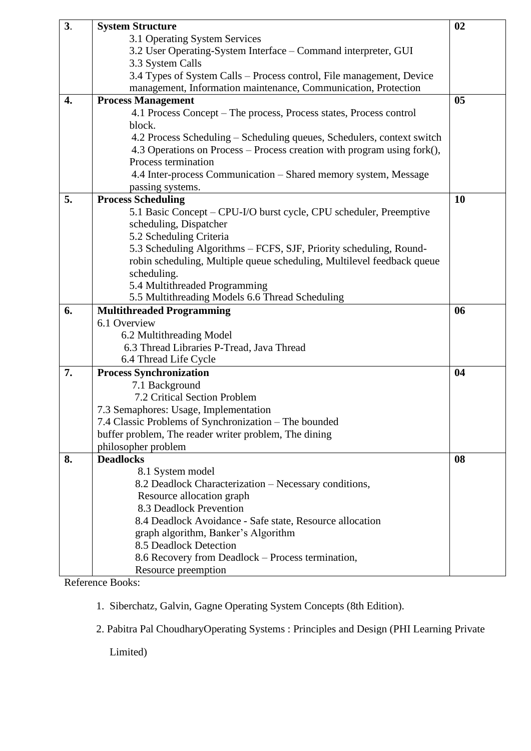| | | |
|---|---|---|
| **3.** | **System Structure**<br>3.1 Operating System Services<br>3.2 User Operating-System Interface – Command interpreter, GUI<br>3.3 System Calls<br>3.4 Types of System Calls – Process control, File management, Device management, Information maintenance, Communication, Protection | **02** |
| **4.** | **Process Management**<br>4.1 Process Concept – The process, Process states, Process control block.<br>4.2 Process Scheduling – Scheduling queues, Schedulers, context switch<br>4.3 Operations on Process – Process creation with program using fork(), Process termination<br>4.4 Inter-process Communication – Shared memory system, Message passing systems. | **05** |
| **5.** | **Process Scheduling**<br>5.1 Basic Concept – CPU-I/O burst cycle, CPU scheduler, Preemptive scheduling, Dispatcher<br>5.2 Scheduling Criteria<br>5.3 Scheduling Algorithms – FCFS, SJF, Priority scheduling, Round-robin scheduling, Multiple queue scheduling, Multilevel feedback queue scheduling.<br>5.4 Multithreaded Programming<br>5.5 Multithreading Models 6.6 Thread Scheduling | **10** |
| **6.** | **Multithreaded Programming**<br>6.1 Overview<br>6.2 Multithreading Model<br>6.3 Thread Libraries P-Tread, Java Thread<br>6.4 Thread Life Cycle | **06** |
| **7.** | **Process Synchronization**<br>7.1 Background<br>7.2 Critical Section Problem<br>7.3 Semaphores: Usage, Implementation<br>7.4 Classic Problems of Synchronization – The bounded buffer problem, The reader writer problem, The dining philosopher problem | **04** |
| **8.** | **Deadlocks**<br>8.1 System model<br>8.2 Deadlock Characterization – Necessary conditions, Resource allocation graph<br>8.3 Deadlock Prevention<br>8.4 Deadlock Avoidance - Safe state, Resource allocation graph algorithm, Banker's Algorithm<br>8.5 Deadlock Detection<br>8.6 Recovery from Deadlock – Process termination, Resource preemption | **08** |

Reference Books:

1. Siberchatz, Galvin, Gagne Operating System Concepts (8th Edition).
2. Pabitra Pal ChoudharyOperating Systems : Principles and Design (PHI Learning Private Limited)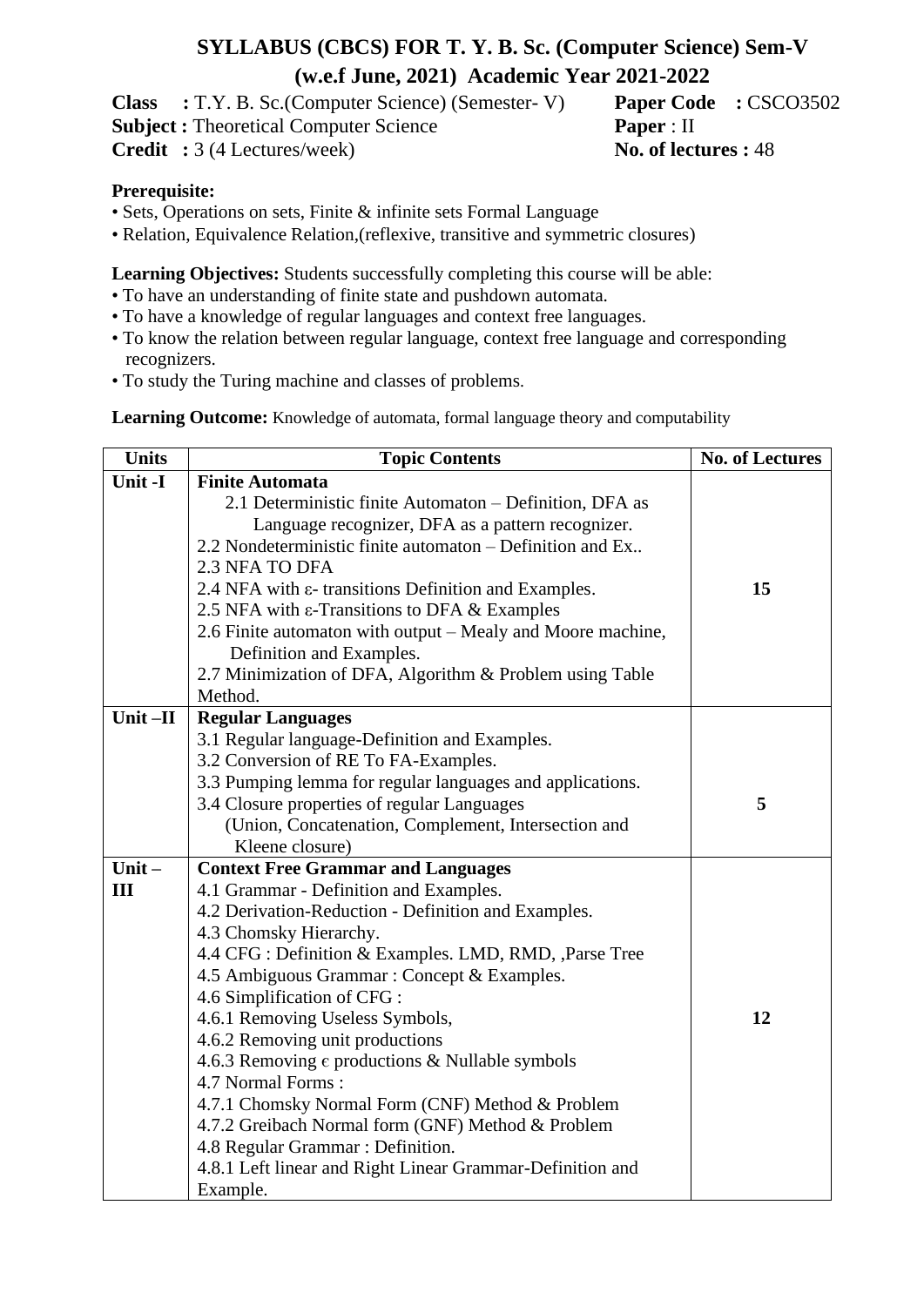# SYLLABUS (CBCS) FOR T. Y. B. Sc. (Computer Science) Sem-V
## (w.e.f June, 2021) Academic Year 2021-2022

**Class :** T.Y. B. Sc.(Computer Science) (Semester- V) **Paper Code :** CSCO3502
**Subject :** Theoretical Computer Science **Paper** : II
**Credit :** 3 (4 Lectures/week) **No. of lectures :** 48

**Prerequisite:**

- Sets, Operations on sets, Finite & infinite sets Formal Language
- Relation, Equivalence Relation,(reflexive, transitive and symmetric closures)

**Learning Objectives:** Students successfully completing this course will be able:

- To have an understanding of finite state and pushdown automata.
- To have a knowledge of regular languages and context free languages.
- To know the relation between regular language, context free language and corresponding recognizers.
- To study the Turing machine and classes of problems.

**Learning Outcome:** Knowledge of automata, formal language theory and computability

| Units | Topic Contents | No. of Lectures |
|---|---|---|
| **Unit -I** | **Finite Automata**<br>2.1 Deterministic finite Automaton – Definition, DFA as Language recognizer, DFA as a pattern recognizer.<br>2.2 Nondeterministic finite automaton – Definition and Ex..<br>2.3 NFA TO DFA<br>2.4 NFA with ε- transitions Definition and Examples.<br>2.5 NFA with ε-Transitions to DFA & Examples<br>2.6 Finite automaton with output – Mealy and Moore machine, Definition and Examples.<br>2.7 Minimization of DFA, Algorithm & Problem using Table Method. | **15** |
| **Unit –II** | **Regular Languages**<br>3.1 Regular language-Definition and Examples.<br>3.2 Conversion of RE To FA-Examples.<br>3.3 Pumping lemma for regular languages and applications.<br>3.4 Closure properties of regular Languages (Union, Concatenation, Complement, Intersection and Kleene closure) | **5** |
| **Unit – III** | **Context Free Grammar and Languages**<br>4.1 Grammar - Definition and Examples.<br>4.2 Derivation-Reduction - Definition and Examples.<br>4.3 Chomsky Hierarchy.<br>4.4 CFG : Definition & Examples. LMD, RMD, ,Parse Tree<br>4.5 Ambiguous Grammar : Concept & Examples.<br>4.6 Simplification of CFG :<br>4.6.1 Removing Useless Symbols,<br>4.6.2 Removing unit productions<br>4.6.3 Removing ϵ productions & Nullable symbols<br>4.7 Normal Forms :<br>4.7.1 Chomsky Normal Form (CNF) Method & Problem<br>4.7.2 Greibach Normal form (GNF) Method & Problem<br>4.8 Regular Grammar : Definition.<br>4.8.1 Left linear and Right Linear Grammar-Definition and Example. | **12** |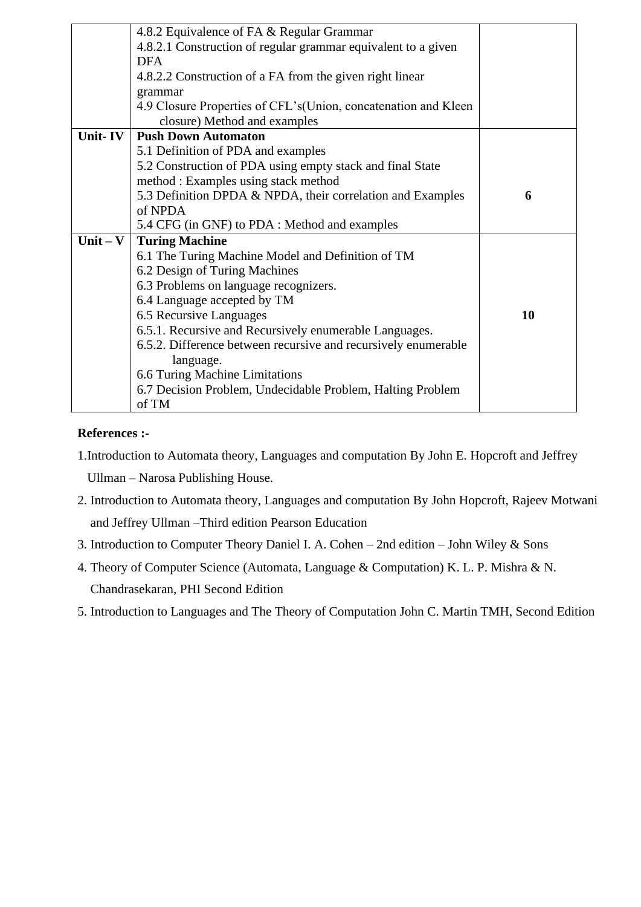| | | |
|---|---|---|
| | 4.8.2 Equivalence of FA & Regular Grammar<br>4.8.2.1 Construction of regular grammar equivalent to a given DFA<br>4.8.2.2 Construction of a FA from the given right linear grammar<br>4.9 Closure Properties of CFL's(Union, concatenation and Kleen closure) Method and examples | |
| **Unit- IV** | **Push Down Automaton**<br>5.1 Definition of PDA and examples<br>5.2 Construction of PDA using empty stack and final State method : Examples using stack method<br>5.3 Definition DPDA & NPDA, their correlation and Examples of NPDA<br>5.4 CFG (in GNF) to PDA : Method and examples | **6** |
| **Unit – V** | **Turing Machine**<br>6.1 The Turing Machine Model and Definition of TM<br>6.2 Design of Turing Machines<br>6.3 Problems on language recognizers.<br>6.4 Language accepted by TM<br>6.5 Recursive Languages<br>6.5.1. Recursive and Recursively enumerable Languages.<br>6.5.2. Difference between recursive and recursively enumerable language.<br>6.6 Turing Machine Limitations<br>6.7 Decision Problem, Undecidable Problem, Halting Problem of TM | **10** |

**References :-**

1. Introduction to Automata theory, Languages and computation By John E. Hopcroft and Jeffrey Ullman – Narosa Publishing House.
2. Introduction to Automata theory, Languages and computation By John Hopcroft, Rajeev Motwani and Jeffrey Ullman –Third edition Pearson Education
3. Introduction to Computer Theory Daniel I. A. Cohen – 2nd edition – John Wiley & Sons
4. Theory of Computer Science (Automata, Language & Computation) K. L. P. Mishra & N. Chandrasekaran, PHI Second Edition
5. Introduction to Languages and The Theory of Computation John C. Martin TMH, Second Edition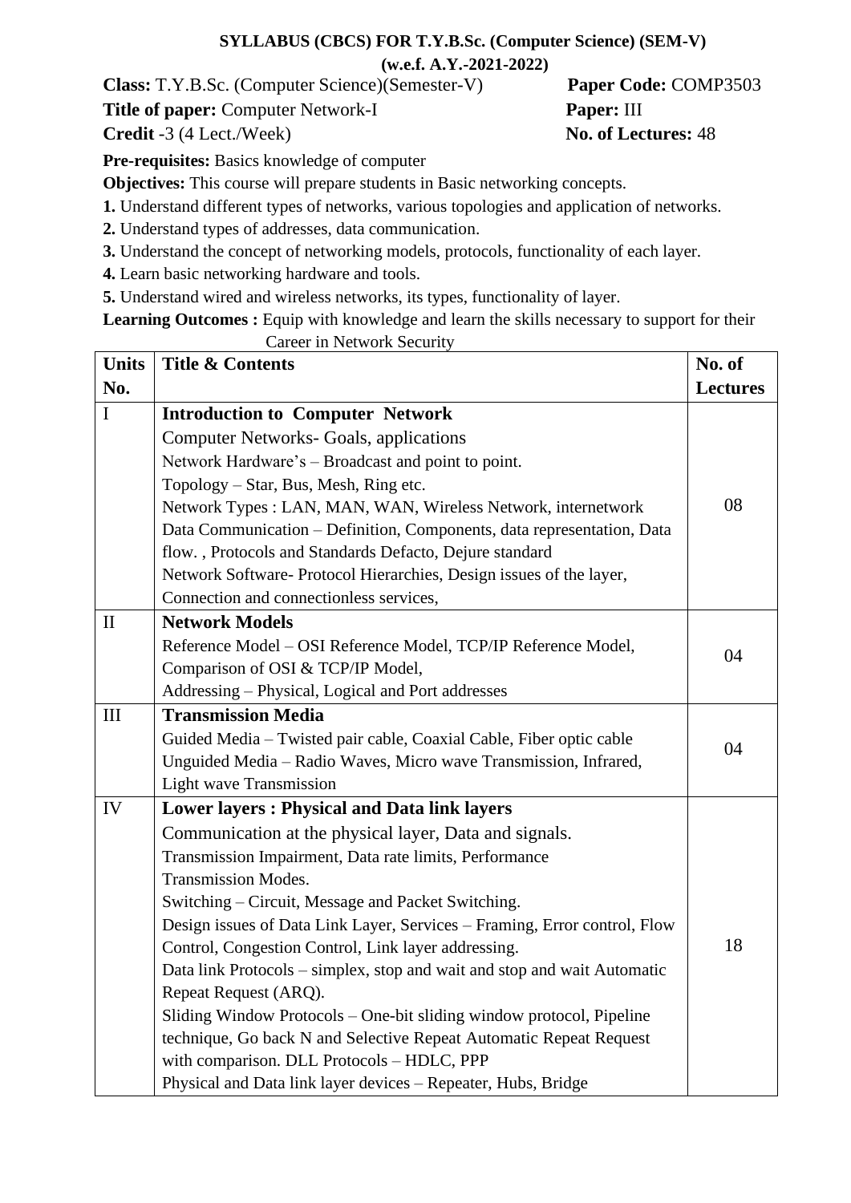**SYLLABUS (CBCS) FOR T.Y.B.Sc. (Computer Science) (SEM-V)**
**(w.e.f. A.Y.-2021-2022)**

**Class:** T.Y.B.Sc. (Computer Science)(Semester-V) **Paper Code:** COMP3503

**Title of paper:** Computer Network-I **Paper:** III

**Credit** -3 (4 Lect./Week) **No. of Lectures:** 48

**Pre-requisites:** Basics knowledge of computer

**Objectives:** This course will prepare students in Basic networking concepts.

**1.** Understand different types of networks, various topologies and application of networks.

**2.** Understand types of addresses, data communication.

**3.** Understand the concept of networking models, protocols, functionality of each layer.

**4.** Learn basic networking hardware and tools.

**5.** Understand wired and wireless networks, its types, functionality of layer.

**Learning Outcomes :** Equip with knowledge and learn the skills necessary to support for their Career in Network Security

| Units No. | Title & Contents | No. of Lectures |
|---|---|---|
| I | **Introduction to Computer Network**<br>Computer Networks- Goals, applications<br>Network Hardware's – Broadcast and point to point.<br>Topology – Star, Bus, Mesh, Ring etc.<br>Network Types : LAN, MAN, WAN, Wireless Network, internetwork<br>Data Communication – Definition, Components, data representation, Data flow. , Protocols and Standards Defacto, Dejure standard<br>Network Software- Protocol Hierarchies, Design issues of the layer, Connection and connectionless services, | 08 |
| II | **Network Models**<br>Reference Model – OSI Reference Model, TCP/IP Reference Model, Comparison of OSI & TCP/IP Model,<br>Addressing – Physical, Logical and Port addresses | 04 |
| III | **Transmission Media**<br>Guided Media – Twisted pair cable, Coaxial Cable, Fiber optic cable<br>Unguided Media – Radio Waves, Micro wave Transmission, Infrared, Light wave Transmission | 04 |
| IV | **Lower layers : Physical and Data link layers**<br>Communication at the physical layer, Data and signals.<br>Transmission Impairment, Data rate limits, Performance<br>Transmission Modes.<br>Switching – Circuit, Message and Packet Switching.<br>Design issues of Data Link Layer, Services – Framing, Error control, Flow Control, Congestion Control, Link layer addressing.<br>Data link Protocols – simplex, stop and wait and stop and wait Automatic Repeat Request (ARQ).<br>Sliding Window Protocols – One-bit sliding window protocol, Pipeline technique, Go back N and Selective Repeat Automatic Repeat Request with comparison. DLL Protocols – HDLC, PPP<br>Physical and Data link layer devices – Repeater, Hubs, Bridge | 18 |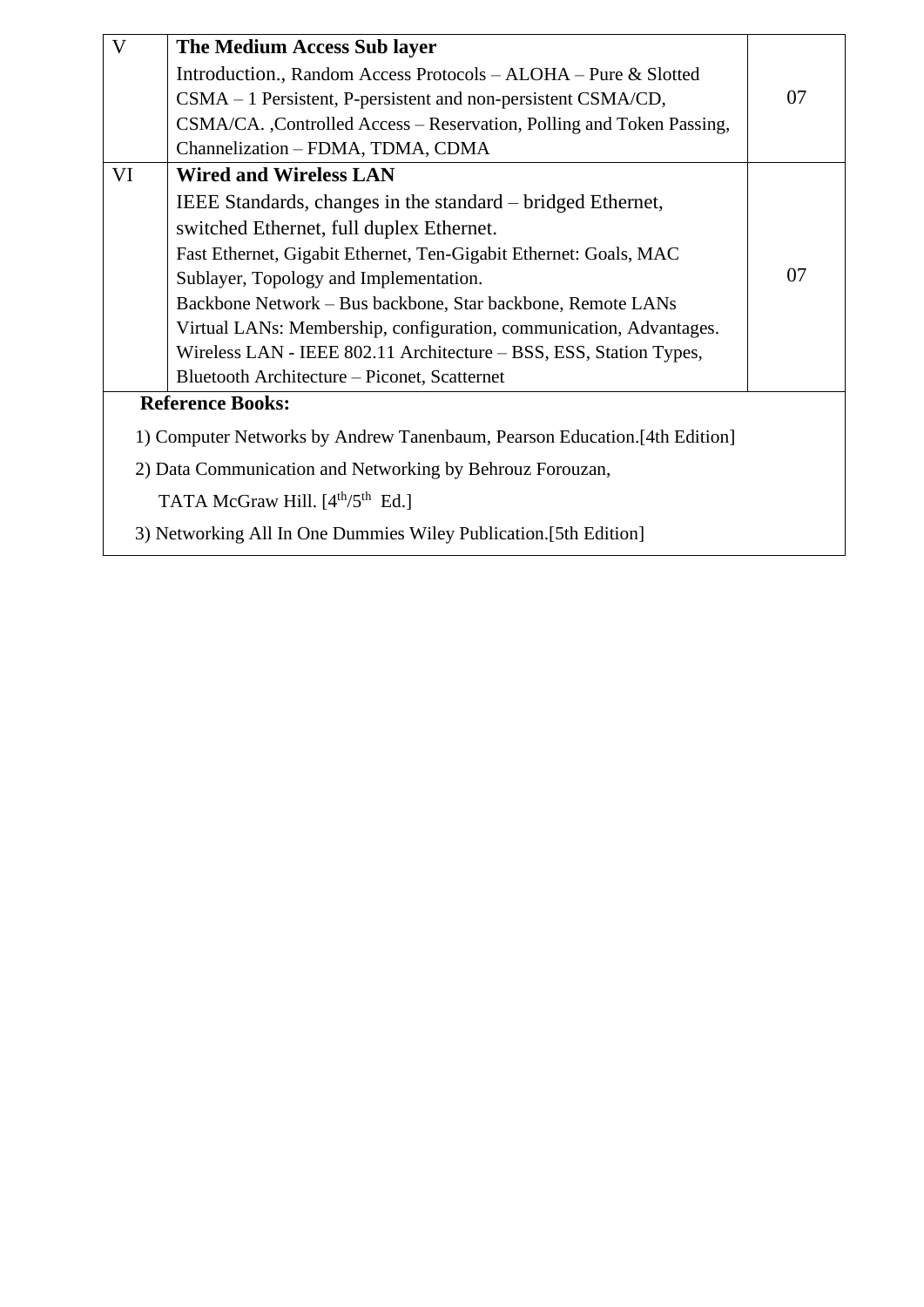| | | |
|---|---|---|
| V | **The Medium Access Sub layer**<br>Introduction., Random Access Protocols – ALOHA – Pure & Slotted CSMA – 1 Persistent, P-persistent and non-persistent CSMA/CD, CSMA/CA. ,Controlled Access – Reservation, Polling and Token Passing, Channelization – FDMA, TDMA, CDMA | 07 |
| VI | **Wired and Wireless LAN**<br>IEEE Standards, changes in the standard – bridged Ethernet, switched Ethernet, full duplex Ethernet.<br>Fast Ethernet, Gigabit Ethernet, Ten-Gigabit Ethernet: Goals, MAC Sublayer, Topology and Implementation.<br>Backbone Network – Bus backbone, Star backbone, Remote LANs<br>Virtual LANs: Membership, configuration, communication, Advantages.<br>Wireless LAN - IEEE 802.11 Architecture – BSS, ESS, Station Types,<br>Bluetooth Architecture – Piconet, Scatternet | 07 |

**Reference Books:**

1) Computer Networks by Andrew Tanenbaum, Pearson Education.[4th Edition]
2) Data Communication and Networking by Behrouz Forouzan, TATA McGraw Hill. [4th/5th Ed.]
3) Networking All In One Dummies Wiley Publication.[5th Edition]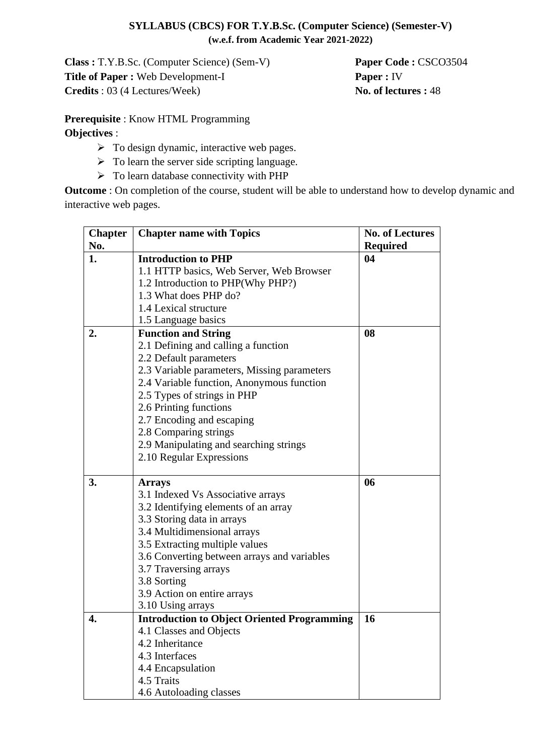**SYLLABUS (CBCS) FOR T.Y.B.Sc. (Computer Science) (Semester-V)**
**(w.e.f. from Academic Year 2021-2022)**

**Class :** T.Y.B.Sc. (Computer Science) (Sem-V) **Paper Code :** CSCO3504
**Title of Paper :** Web Development-I **Paper :** IV
**Credits** : 03 (4 Lectures/Week) **No. of lectures :** 48

**Prerequisite** : Know HTML Programming
**Objectives** :

- To design dynamic, interactive web pages.
- To learn the server side scripting language.
- To learn database connectivity with PHP

**Outcome** : On completion of the course, student will be able to understand how to develop dynamic and interactive web pages.

| Chapter No. | Chapter name with Topics | No. of Lectures Required |
|---|---|---|
| **1.** | **Introduction to PHP**<br>1.1 HTTP basics, Web Server, Web Browser<br>1.2 Introduction to PHP(Why PHP?)<br>1.3 What does PHP do?<br>1.4 Lexical structure<br>1.5 Language basics | **04** |
| **2.** | **Function and String**<br>2.1 Defining and calling a function<br>2.2 Default parameters<br>2.3 Variable parameters, Missing parameters<br>2.4 Variable function, Anonymous function<br>2.5 Types of strings in PHP<br>2.6 Printing functions<br>2.7 Encoding and escaping<br>2.8 Comparing strings<br>2.9 Manipulating and searching strings<br>2.10 Regular Expressions | **08** |
| **3.** | **Arrays**<br>3.1 Indexed Vs Associative arrays<br>3.2 Identifying elements of an array<br>3.3 Storing data in arrays<br>3.4 Multidimensional arrays<br>3.5 Extracting multiple values<br>3.6 Converting between arrays and variables<br>3.7 Traversing arrays<br>3.8 Sorting<br>3.9 Action on entire arrays<br>3.10 Using arrays | **06** |
| **4.** | **Introduction to Object Oriented Programming**<br>4.1 Classes and Objects<br>4.2 Inheritance<br>4.3 Interfaces<br>4.4 Encapsulation<br>4.5 Traits<br>4.6 Autoloading classes | **16** |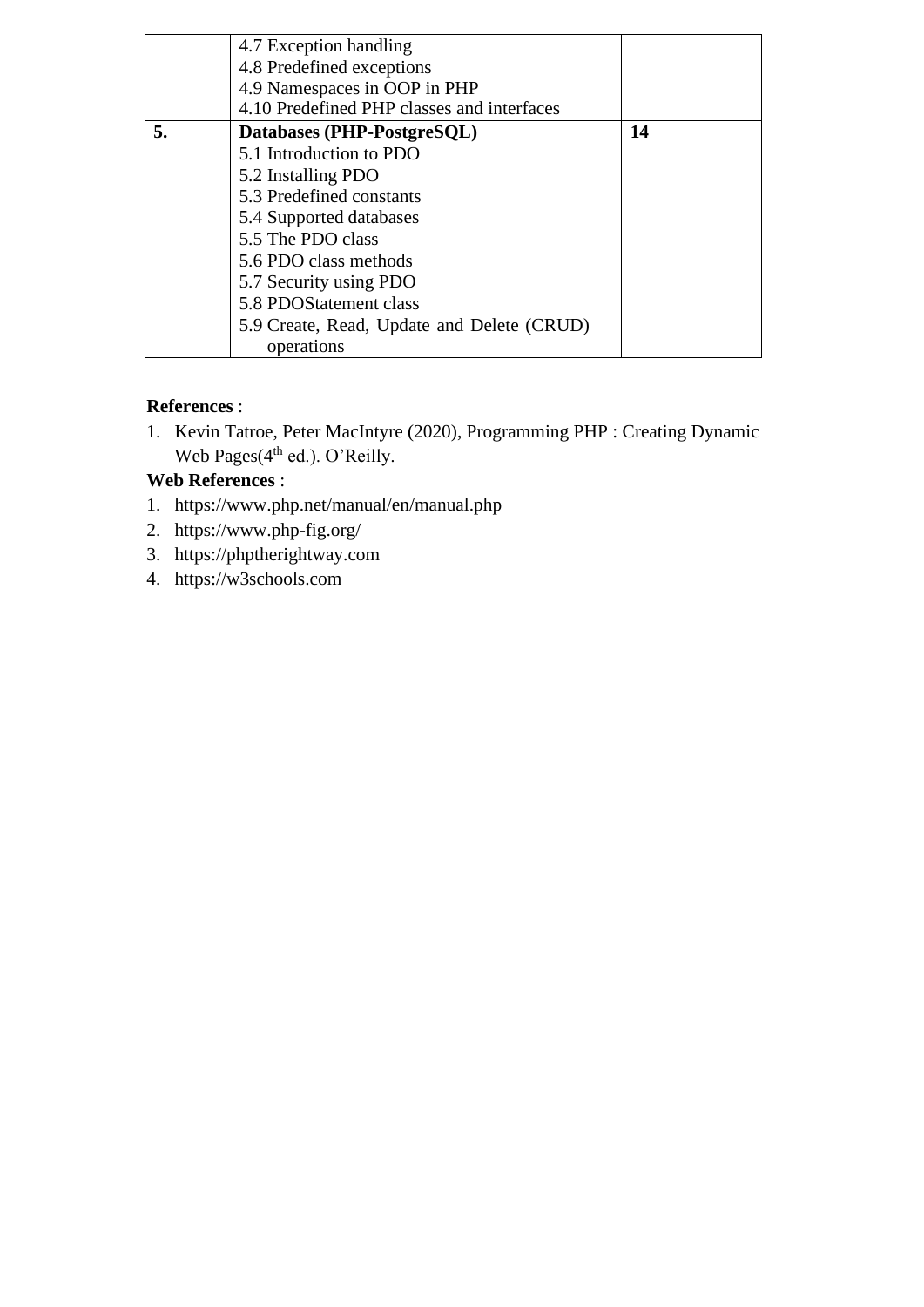| | | |
|---|---|---|
| | 4.7 Exception handling<br>4.8 Predefined exceptions<br>4.9 Namespaces in OOP in PHP<br>4.10 Predefined PHP classes and interfaces | |
| **5.** | **Databases (PHP-PostgreSQL)**<br>5.1 Introduction to PDO<br>5.2 Installing PDO<br>5.3 Predefined constants<br>5.4 Supported databases<br>5.5 The PDO class<br>5.6 PDO class methods<br>5.7 Security using PDO<br>5.8 PDOStatement class<br>5.9 Create, Read, Update and Delete (CRUD) operations | **14** |

**References** :

1. Kevin Tatroe, Peter MacIntyre (2020), Programming PHP : Creating Dynamic Web Pages(4th ed.). O'Reilly.

**Web References** :

1. https://www.php.net/manual/en/manual.php
2. https://www.php-fig.org/
3. https://phptherightway.com
4. https://w3schools.com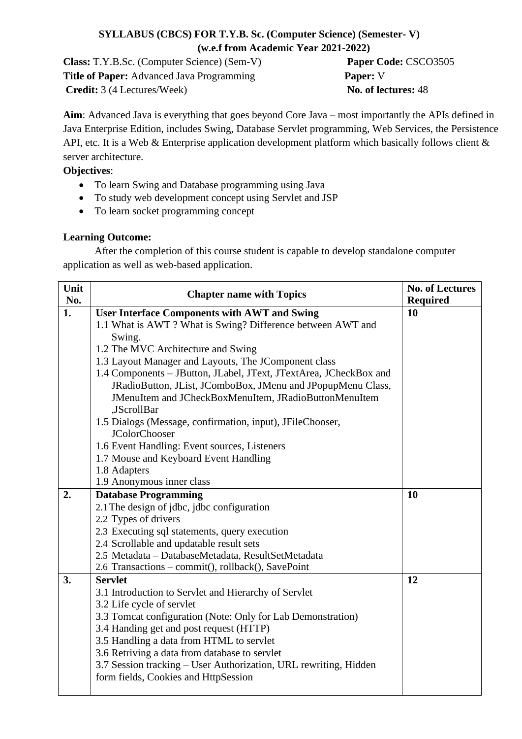**SYLLABUS (CBCS) FOR T.Y.B. Sc. (Computer Science) (Semester- V)**
**(w.e.f from Academic Year 2021-2022)**

**Class:** T.Y.B.Sc. (Computer Science) (Sem-V) **Paper Code:** CSCO3505
**Title of Paper:** Advanced Java Programming **Paper:** V
**Credit:** 3 (4 Lectures/Week) **No. of lectures:** 48

**Aim**: Advanced Java is everything that goes beyond Core Java – most importantly the APIs defined in Java Enterprise Edition, includes Swing, Database Servlet programming, Web Services, the Persistence API, etc. It is a Web & Enterprise application development platform which basically follows client & server architecture.

**Objectives**:

- To learn Swing and Database programming using Java
- To study web development concept using Servlet and JSP
- To learn socket programming concept

**Learning Outcome:**

After the completion of this course student is capable to develop standalone computer application as well as web-based application.

| Unit No. | Chapter name with Topics | No. of Lectures Required |
|---|---|---|
| **1.** | **User Interface Components with AWT and Swing**<br>1.1 What is AWT ? What is Swing? Difference between AWT and Swing.<br>1.2 The MVC Architecture and Swing<br>1.3 Layout Manager and Layouts, The JComponent class<br>1.4 Components – JButton, JLabel, JText, JTextArea, JCheckBox and JRadioButton, JList, JComboBox, JMenu and JPopupMenu Class, JMenuItem and JCheckBoxMenuItem, JRadioButtonMenuItem ,JScrollBar<br>1.5 Dialogs (Message, confirmation, input), JFileChooser, JColorChooser<br>1.6 Event Handling: Event sources, Listeners<br>1.7 Mouse and Keyboard Event Handling<br>1.8 Adapters<br>1.9 Anonymous inner class | **10** |
| **2.** | **Database Programming**<br>2.1 The design of jdbc, jdbc configuration<br>2.2 Types of drivers<br>2.3 Executing sql statements, query execution<br>2.4 Scrollable and updatable result sets<br>2.5 Metadata – DatabaseMetadata, ResultSetMetadata<br>2.6 Transactions – commit(), rollback(), SavePoint | **10** |
| **3.** | **Servlet**<br>3.1 Introduction to Servlet and Hierarchy of Servlet<br>3.2 Life cycle of servlet<br>3.3 Tomcat configuration (Note: Only for Lab Demonstration)<br>3.4 Handing get and post request (HTTP)<br>3.5 Handling a data from HTML to servlet<br>3.6 Retriving a data from database to servlet<br>3.7 Session tracking – User Authorization, URL rewriting, Hidden form fields, Cookies and HttpSession | **12** |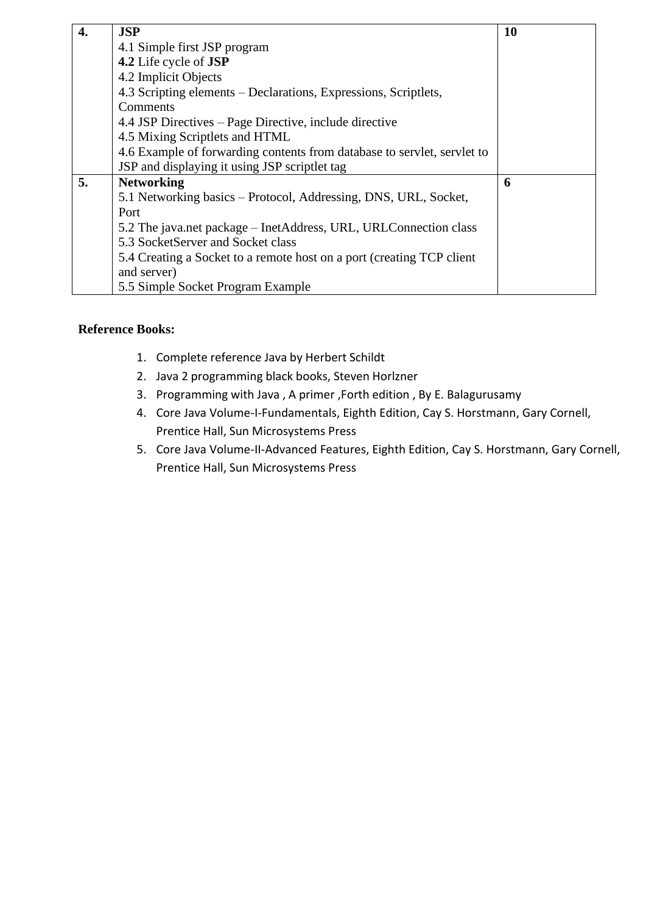| 4. | **JSP**<br>4.1 Simple first JSP program<br>**4.2** Life cycle of **JSP**<br>4.2 Implicit Objects<br>4.3 Scripting elements – Declarations, Expressions, Scriptlets, Comments<br>4.4 JSP Directives – Page Directive, include directive<br>4.5 Mixing Scriptlets and HTML<br>4.6 Example of forwarding contents from database to servlet, servlet to JSP and displaying it using JSP scriptlet tag | **10** |
|---|---|---|
| **5.** | **Networking**<br>5.1 Networking basics – Protocol, Addressing, DNS, URL, Socket, Port<br>5.2 The java.net package – InetAddress, URL, URLConnection class<br>5.3 SocketServer and Socket class<br>5.4 Creating a Socket to a remote host on a port (creating TCP client and server)<br>5.5 Simple Socket Program Example | **6** |

**Reference Books:**

1. Complete reference Java by Herbert Schildt
2. Java 2 programming black books, Steven Horlzner
3. Programming with Java , A primer ,Forth edition , By E. Balagurusamy
4. Core Java Volume-I-Fundamentals, Eighth Edition, Cay S. Horstmann, Gary Cornell, Prentice Hall, Sun Microsystems Press
5. Core Java Volume-II-Advanced Features, Eighth Edition, Cay S. Horstmann, Gary Cornell, Prentice Hall, Sun Microsystems Press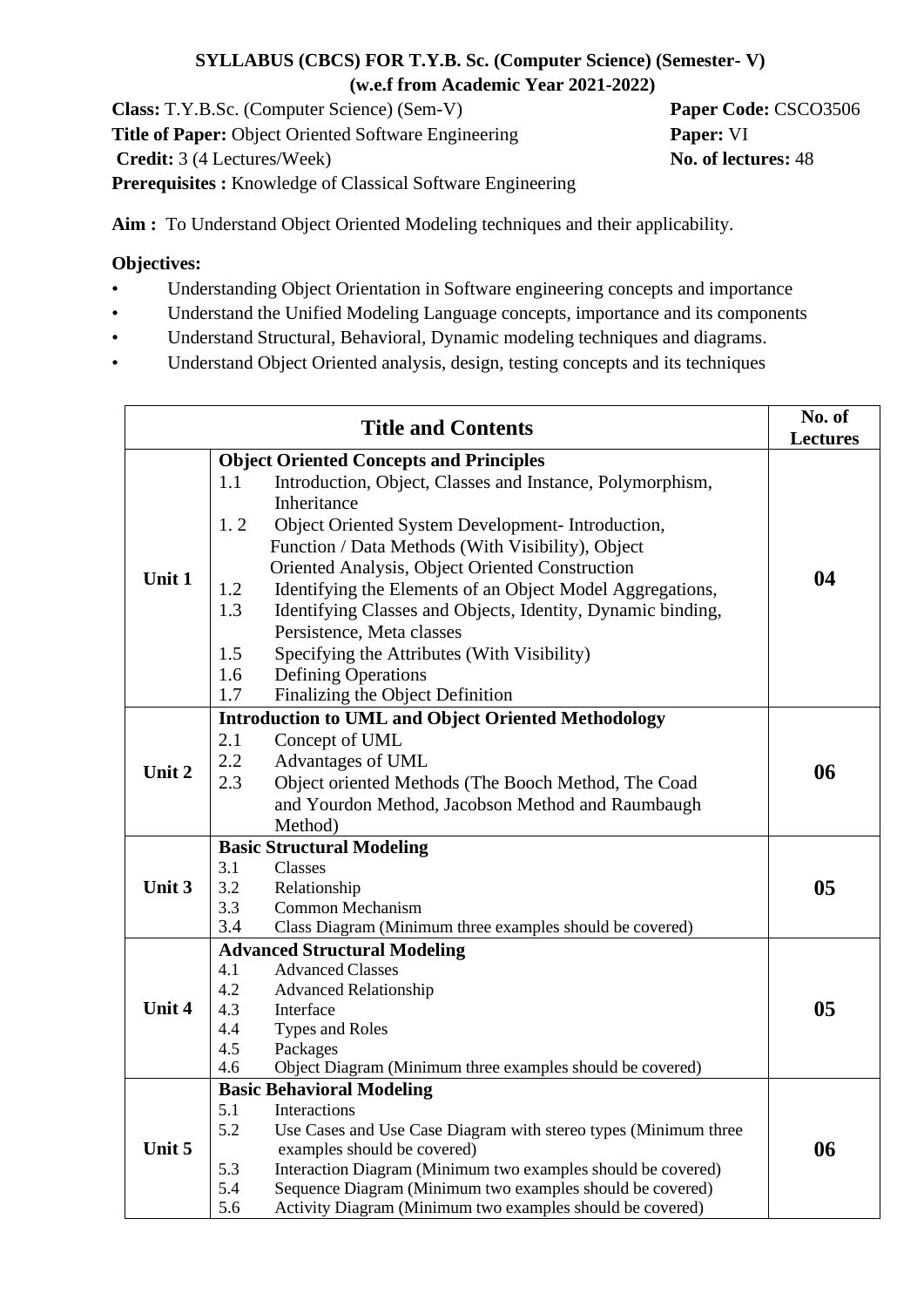**SYLLABUS (CBCS) FOR T.Y.B. Sc. (Computer Science) (Semester- V)**
**(w.e.f from Academic Year 2021-2022)**

**Class:** T.Y.B.Sc. (Computer Science) (Sem-V) **Paper Code:** CSCO3506
**Title of Paper:** Object Oriented Software Engineering **Paper:** VI
**Credit:** 3 (4 Lectures/Week) **No. of lectures:** 48
**Prerequisites :** Knowledge of Classical Software Engineering

**Aim :** To Understand Object Oriented Modeling techniques and their applicability.

**Objectives:**

- Understanding Object Orientation in Software engineering concepts and importance
- Understand the Unified Modeling Language concepts, importance and its components
- Understand Structural, Behavioral, Dynamic modeling techniques and diagrams.
- Understand Object Oriented analysis, design, testing concepts and its techniques

| | Title and Contents | No. of Lectures |
|---|---|---|
| Unit 1 | **Object Oriented Concepts and Principles**<br>1.1 Introduction, Object, Classes and Instance, Polymorphism, Inheritance<br>1. 2 Object Oriented System Development- Introduction, Function / Data Methods (With Visibility), Object Oriented Analysis, Object Oriented Construction<br>1.2 Identifying the Elements of an Object Model Aggregations,<br>1.3 Identifying Classes and Objects, Identity, Dynamic binding, Persistence, Meta classes<br>1.5 Specifying the Attributes (With Visibility)<br>1.6 Defining Operations<br>1.7 Finalizing the Object Definition | 04 |
| Unit 2 | **Introduction to UML and Object Oriented Methodology**<br>2.1 Concept of UML<br>2.2 Advantages of UML<br>2.3 Object oriented Methods (The Booch Method, The Coad and Yourdon Method, Jacobson Method and Raumbaugh Method) | 06 |
| Unit 3 | **Basic Structural Modeling**<br>3.1 Classes<br>3.2 Relationship<br>3.3 Common Mechanism<br>3.4 Class Diagram (Minimum three examples should be covered) | 05 |
| Unit 4 | **Advanced Structural Modeling**<br>4.1 Advanced Classes<br>4.2 Advanced Relationship<br>4.3 Interface<br>4.4 Types and Roles<br>4.5 Packages<br>4.6 Object Diagram (Minimum three examples should be covered) | 05 |
| Unit 5 | **Basic Behavioral Modeling**<br>5.1 Interactions<br>5.2 Use Cases and Use Case Diagram with stereo types (Minimum three examples should be covered)<br>5.3 Interaction Diagram (Minimum two examples should be covered)<br>5.4 Sequence Diagram (Minimum two examples should be covered)<br>5.6 Activity Diagram (Minimum two examples should be covered) | 06 |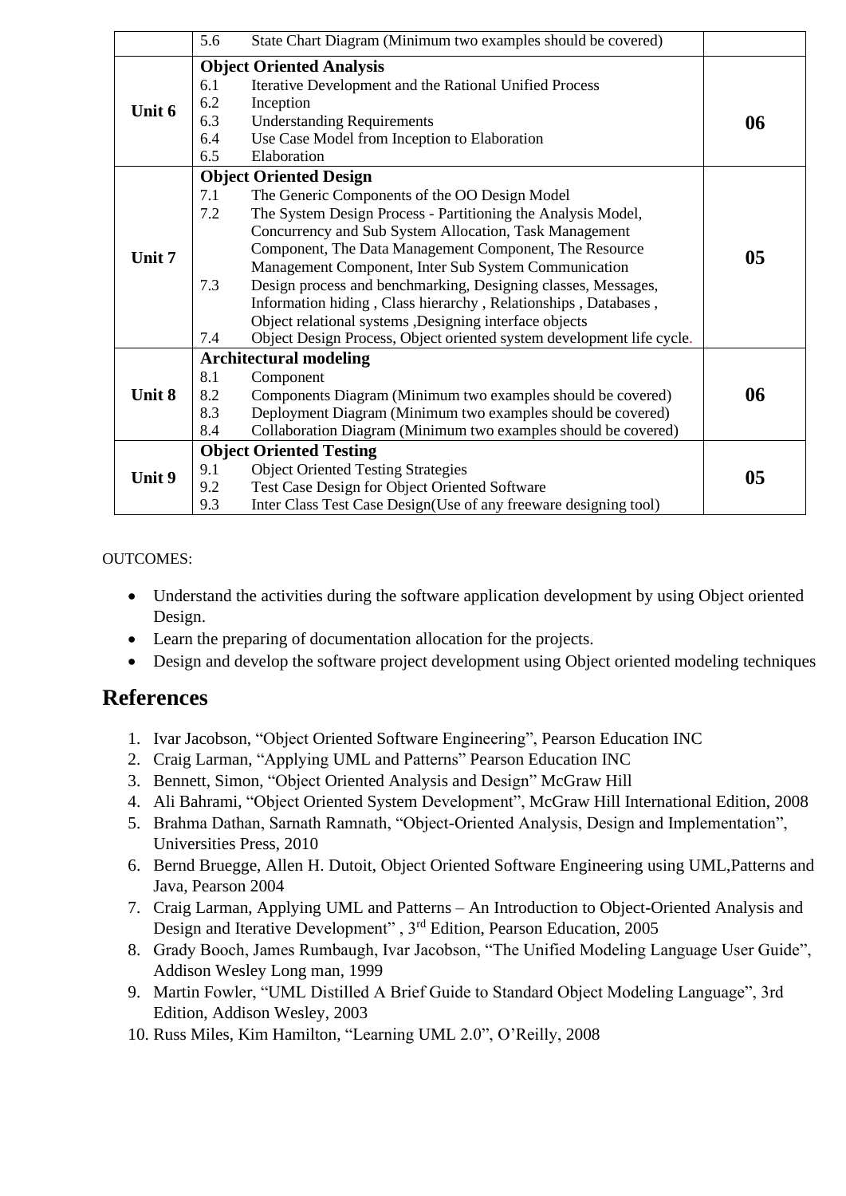| | | |
|---|---|---|
| | 5.6 State Chart Diagram (Minimum two examples should be covered) | |
| Unit 6 | **Object Oriented Analysis**<br>6.1 Iterative Development and the Rational Unified Process<br>6.2 Inception<br>6.3 Understanding Requirements<br>6.4 Use Case Model from Inception to Elaboration<br>6.5 Elaboration | **06** |
| Unit 7 | **Object Oriented Design**<br>7.1 The Generic Components of the OO Design Model<br>7.2 The System Design Process - Partitioning the Analysis Model, Concurrency and Sub System Allocation, Task Management Component, The Data Management Component, The Resource Management Component, Inter Sub System Communication<br>7.3 Design process and benchmarking, Designing classes, Messages, Information hiding , Class hierarchy , Relationships , Databases , Object relational systems ,Designing interface objects<br>7.4 Object Design Process, Object oriented system development life cycle. | **05** |
| Unit 8 | **Architectural modeling**<br>8.1 Component<br>8.2 Components Diagram (Minimum two examples should be covered)<br>8.3 Deployment Diagram (Minimum two examples should be covered)<br>8.4 Collaboration Diagram (Minimum two examples should be covered) | **06** |
| Unit 9 | **Object Oriented Testing**<br>9.1 Object Oriented Testing Strategies<br>9.2 Test Case Design for Object Oriented Software<br>9.3 Inter Class Test Case Design(Use of any freeware designing tool) | **05** |

OUTCOMES:

- Understand the activities during the software application development by using Object oriented Design.
- Learn the preparing of documentation allocation for the projects.
- Design and develop the software project development using Object oriented modeling techniques

## References

1. Ivar Jacobson, "Object Oriented Software Engineering", Pearson Education INC
2. Craig Larman, "Applying UML and Patterns" Pearson Education INC
3. Bennett, Simon, "Object Oriented Analysis and Design" McGraw Hill
4. Ali Bahrami, "Object Oriented System Development", McGraw Hill International Edition, 2008
5. Brahma Dathan, Sarnath Ramnath, "Object-Oriented Analysis, Design and Implementation", Universities Press, 2010
6. Bernd Bruegge, Allen H. Dutoit, Object Oriented Software Engineering using UML,Patterns and Java, Pearson 2004
7. Craig Larman, Applying UML and Patterns – An Introduction to Object-Oriented Analysis and Design and Iterative Development" , 3rd Edition, Pearson Education, 2005
8. Grady Booch, James Rumbaugh, Ivar Jacobson, "The Unified Modeling Language User Guide", Addison Wesley Long man, 1999
9. Martin Fowler, "UML Distilled A Brief Guide to Standard Object Modeling Language", 3rd Edition, Addison Wesley, 2003
10. Russ Miles, Kim Hamilton, "Learning UML 2.0", O'Reilly, 2008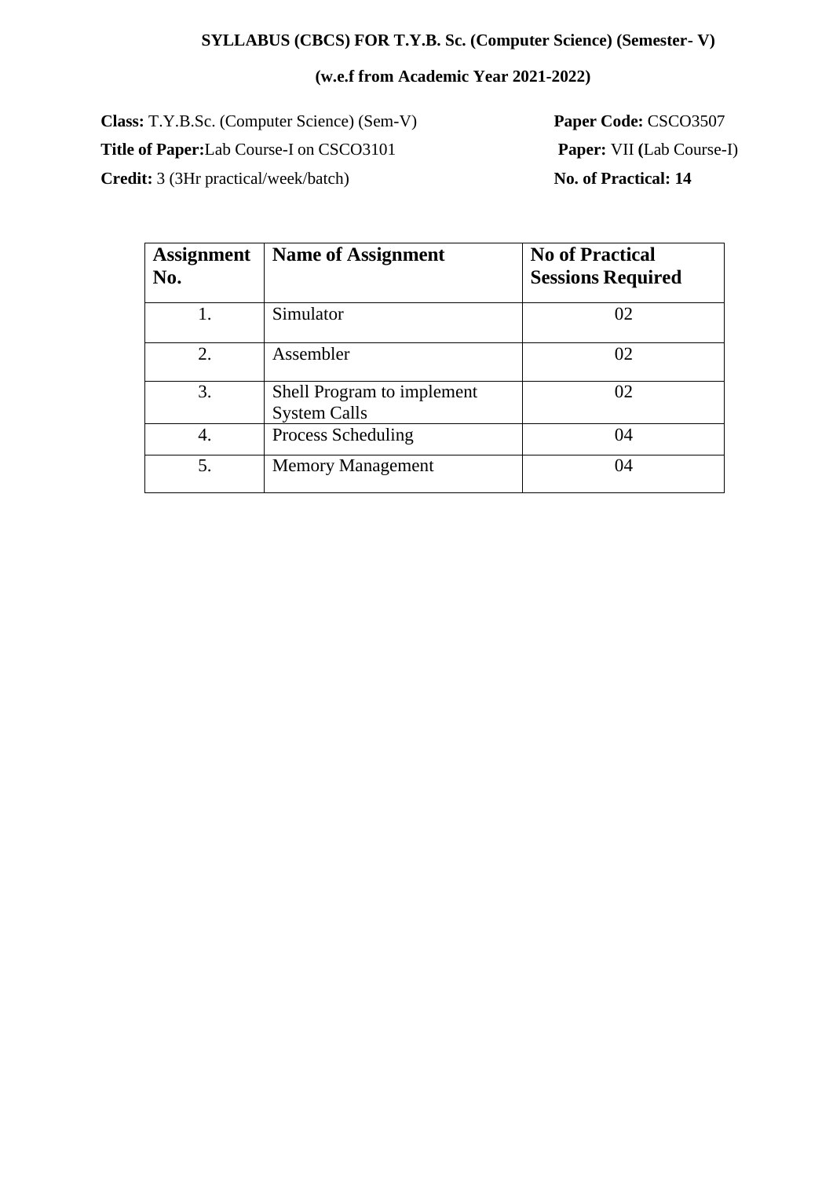**SYLLABUS (CBCS) FOR T.Y.B. Sc. (Computer Science) (Semester- V)**

**(w.e.f from Academic Year 2021-2022)**

**Class:** T.Y.B.Sc. (Computer Science) (Sem-V) **Paper Code:** CSCO3507

**Title of Paper:** Lab Course-I on CSCO3101 **Paper:** VII **(**Lab Course-I)

**Credit:** 3 (3Hr practical/week/batch) **No. of Practical: 14**

| **Assignment No.** | **Name of Assignment** | **No of Practical Sessions Required** |
|---|---|---|
| 1. | Simulator | 02 |
| 2. | Assembler | 02 |
| 3. | Shell Program to implement System Calls | 02 |
| 4. | Process Scheduling | 04 |
| 5. | Memory Management | 04 |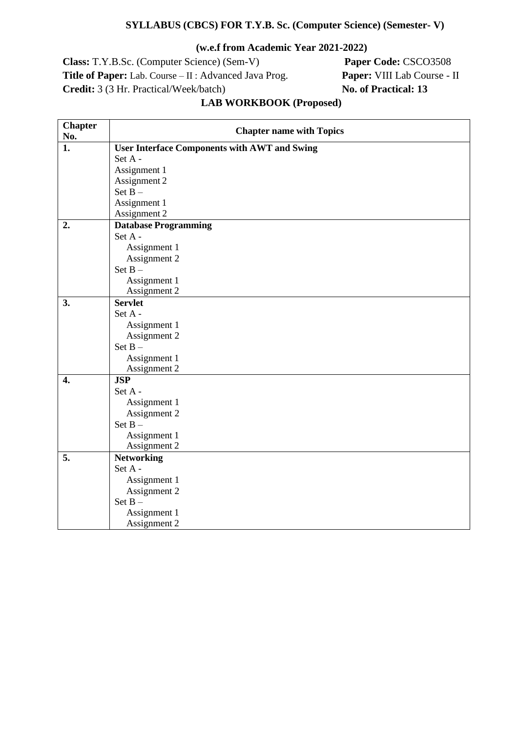**SYLLABUS (CBCS) FOR T.Y.B. Sc. (Computer Science) (Semester- V)**

**(w.e.f from Academic Year 2021-2022)**

**Class:** T.Y.B.Sc. (Computer Science) (Sem-V) **Paper Code:** CSCO3508

**Title of Paper:** Lab. Course – II : Advanced Java Prog. **Paper:** VIII Lab Course - II

**Credit:** 3 (3 Hr. Practical/Week/batch) **No. of Practical: 13**

**LAB WORKBOOK (Proposed)**

| Chapter No. | Chapter name with Topics |
|---|---|
| **1.** | **User Interface Components with AWT and Swing**<br>Set A -<br>Assignment 1<br>Assignment 2<br>Set B –<br>Assignment 1<br>Assignment 2 |
| **2.** | **Database Programming**<br>Set A -<br>Assignment 1<br>Assignment 2<br>Set B –<br>Assignment 1<br>Assignment 2 |
| **3.** | **Servlet**<br>Set A -<br>Assignment 1<br>Assignment 2<br>Set B –<br>Assignment 1<br>Assignment 2 |
| **4.** | **JSP**<br>Set A -<br>Assignment 1<br>Assignment 2<br>Set B –<br>Assignment 1<br>Assignment 2 |
| **5.** | **Networking**<br>Set A -<br>Assignment 1<br>Assignment 2<br>Set B –<br>Assignment 1<br>Assignment 2 |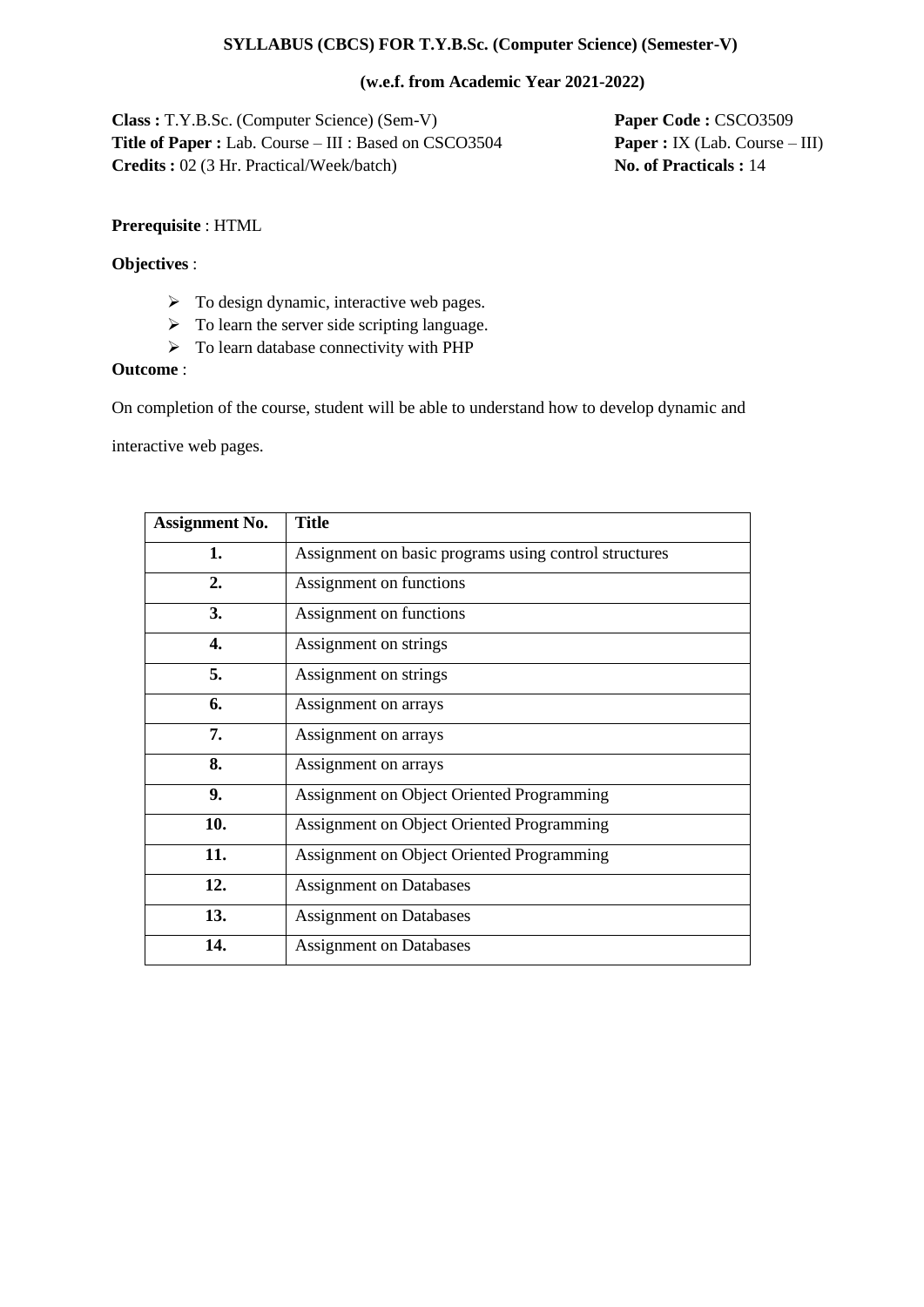**SYLLABUS (CBCS) FOR T.Y.B.Sc. (Computer Science) (Semester-V)**

**(w.e.f. from Academic Year 2021-2022)**

**Class :** T.Y.B.Sc. (Computer Science) (Sem-V)
**Paper Code :** CSCO3509
**Title of Paper :** Lab. Course – III : Based on CSCO3504
**Paper :** IX (Lab. Course – III)
**Credits :** 02 (3 Hr. Practical/Week/batch)
**No. of Practicals :** 14

**Prerequisite** : HTML

**Objectives** :

- To design dynamic, interactive web pages.
- To learn the server side scripting language.
- To learn database connectivity with PHP

**Outcome** :

On completion of the course, student will be able to understand how to develop dynamic and interactive web pages.

| Assignment No. | Title |
|---|---|
| 1. | Assignment on basic programs using control structures |
| 2. | Assignment on functions |
| 3. | Assignment on functions |
| 4. | Assignment on strings |
| 5. | Assignment on strings |
| 6. | Assignment on arrays |
| 7. | Assignment on arrays |
| 8. | Assignment on arrays |
| 9. | Assignment on Object Oriented Programming |
| 10. | Assignment on Object Oriented Programming |
| 11. | Assignment on Object Oriented Programming |
| 12. | Assignment on Databases |
| 13. | Assignment on Databases |
| 14. | Assignment on Databases |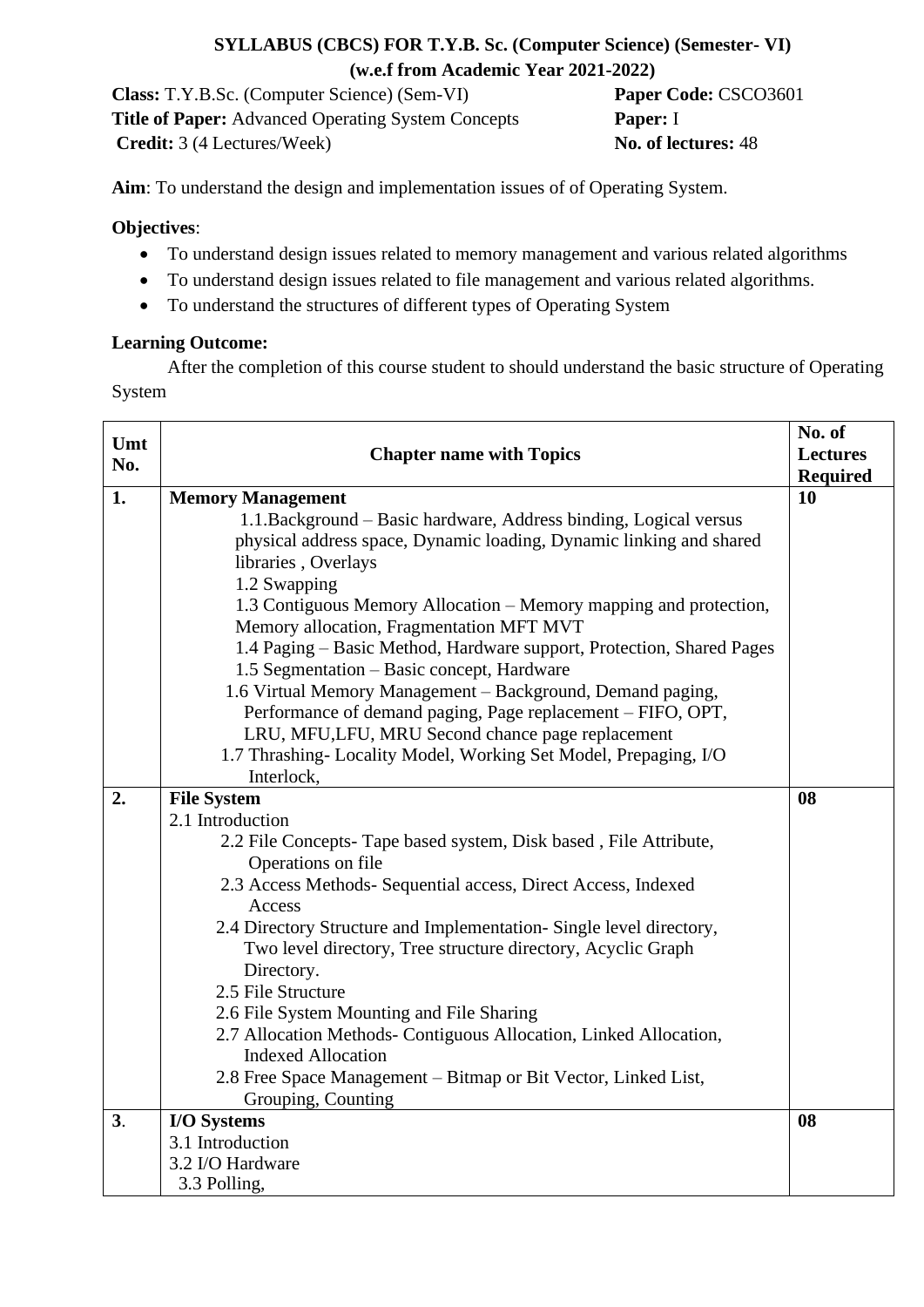# SYLLABUS (CBCS) FOR T.Y.B. Sc. (Computer Science) (Semester- VI)
## (w.e.f from Academic Year 2021-2022)

**Class:** T.Y.B.Sc. (Computer Science) (Sem-VI) **Paper Code:** CSCO3601
**Title of Paper:** Advanced Operating System Concepts **Paper:** I
**Credit:** 3 (4 Lectures/Week) **No. of lectures:** 48

**Aim**: To understand the design and implementation issues of of Operating System.

**Objectives**:

- To understand design issues related to memory management and various related algorithms
- To understand design issues related to file management and various related algorithms.
- To understand the structures of different types of Operating System

**Learning Outcome:**

After the completion of this course student to should understand the basic structure of Operating System

| Umt No. | Chapter name with Topics | No. of Lectures Required |
|---|---|---|
| **1.** | **Memory Management**<br>1.1.Background – Basic hardware, Address binding, Logical versus physical address space, Dynamic loading, Dynamic linking and shared libraries , Overlays<br>1.2 Swapping<br>1.3 Contiguous Memory Allocation – Memory mapping and protection, Memory allocation, Fragmentation MFT MVT<br>1.4 Paging – Basic Method, Hardware support, Protection, Shared Pages<br>1.5 Segmentation – Basic concept, Hardware<br>1.6 Virtual Memory Management – Background, Demand paging, Performance of demand paging, Page replacement – FIFO, OPT, LRU, MFU,LFU, MRU Second chance page replacement<br>1.7 Thrashing- Locality Model, Working Set Model, Prepaging, I/O Interlock, | **10** |
| **2.** | **File System**<br>2.1 Introduction<br>2.2 File Concepts- Tape based system, Disk based , File Attribute, Operations on file<br>2.3 Access Methods- Sequential access, Direct Access, Indexed Access<br>2.4 Directory Structure and Implementation- Single level directory, Two level directory, Tree structure directory, Acyclic Graph Directory.<br>2.5 File Structure<br>2.6 File System Mounting and File Sharing<br>2.7 Allocation Methods- Contiguous Allocation, Linked Allocation, Indexed Allocation<br>2.8 Free Space Management – Bitmap or Bit Vector, Linked List, Grouping, Counting | **08** |
| **3**. | **I/O Systems**<br>3.1 Introduction<br>3.2 I/O Hardware<br>3.3 Polling, | **08** |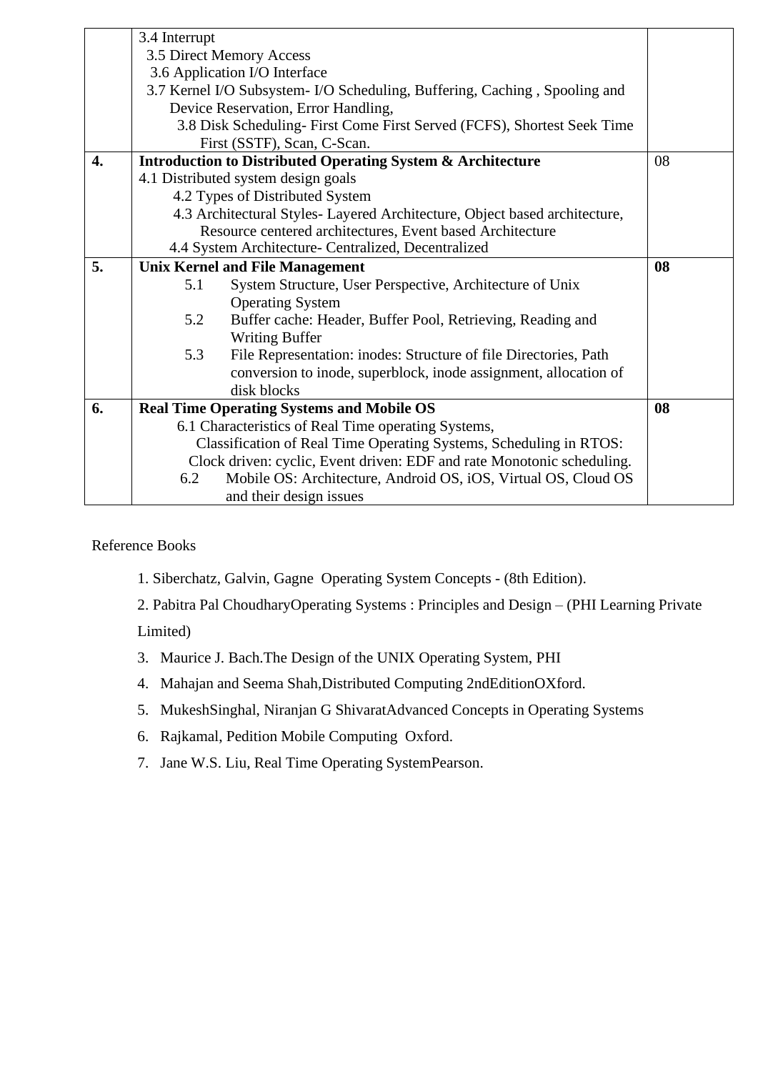| | | |
|---|---|---|
| | 3.4 Interrupt<br>3.5 Direct Memory Access<br>3.6 Application I/O Interface<br>3.7 Kernel I/O Subsystem- I/O Scheduling, Buffering, Caching , Spooling and Device Reservation, Error Handling,<br>3.8 Disk Scheduling- First Come First Served (FCFS), Shortest Seek Time First (SSTF), Scan, C-Scan. | |
| **4.** | **Introduction to Distributed Operating System & Architecture**<br>4.1 Distributed system design goals<br>4.2 Types of Distributed System<br>4.3 Architectural Styles- Layered Architecture, Object based architecture, Resource centered architectures, Event based Architecture<br>4.4 System Architecture- Centralized, Decentralized | 08 |
| **5.** | **Unix Kernel and File Management**<br>5.1 System Structure, User Perspective, Architecture of Unix Operating System<br>5.2 Buffer cache: Header, Buffer Pool, Retrieving, Reading and Writing Buffer<br>5.3 File Representation: inodes: Structure of file Directories, Path conversion to inode, superblock, inode assignment, allocation of disk blocks | **08** |
| **6.** | **Real Time Operating Systems and Mobile OS**<br>6.1 Characteristics of Real Time operating Systems, Classification of Real Time Operating Systems, Scheduling in RTOS: Clock driven: cyclic, Event driven: EDF and rate Monotonic scheduling.<br>6.2 Mobile OS: Architecture, Android OS, iOS, Virtual OS, Cloud OS and their design issues | **08** |

Reference Books

1. Siberchatz, Galvin, Gagne Operating System Concepts - (8th Edition).
2. Pabitra Pal ChoudharyOperating Systems : Principles and Design – (PHI Learning Private Limited)
3. Maurice J. Bach.The Design of the UNIX Operating System, PHI
4. Mahajan and Seema Shah,Distributed Computing 2ndEditionOXford.
5. MukeshSinghal, Niranjan G ShivaratAdvanced Concepts in Operating Systems
6. Rajkamal, Pedition Mobile Computing Oxford.
7. Jane W.S. Liu, Real Time Operating SystemPearson.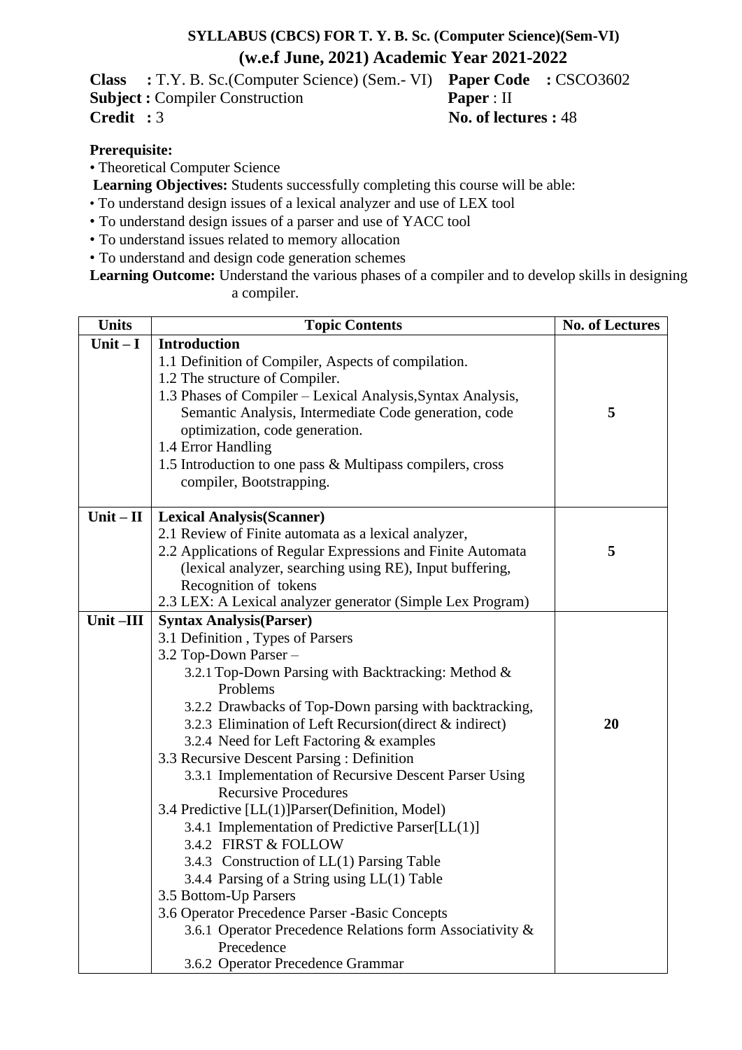## SYLLABUS (CBCS) FOR T. Y. B. Sc. (Computer Science)(Sem-VI)

## (w.e.f June, 2021) Academic Year 2021-2022

**Class** : T.Y. B. Sc.(Computer Science) (Sem.- VI) **Paper Code** : CSCO3602
**Subject :** Compiler Construction **Paper** : II
**Credit :** 3 **No. of lectures :** 48

**Prerequisite:**

- Theoretical Computer Science

**Learning Objectives:** Students successfully completing this course will be able:

- To understand design issues of a lexical analyzer and use of LEX tool
- To understand design issues of a parser and use of YACC tool
- To understand issues related to memory allocation
- To understand and design code generation schemes

**Learning Outcome:** Understand the various phases of a compiler and to develop skills in designing a compiler.

| Units | Topic Contents | No. of Lectures |
|---|---|---|
| Unit – I | **Introduction**<br>1.1 Definition of Compiler, Aspects of compilation.<br>1.2 The structure of Compiler.<br>1.3 Phases of Compiler – Lexical Analysis,Syntax Analysis, Semantic Analysis, Intermediate Code generation, code optimization, code generation.<br>1.4 Error Handling<br>1.5 Introduction to one pass & Multipass compilers, cross compiler, Bootstrapping. | 5 |
| Unit – II | **Lexical Analysis(Scanner)**<br>2.1 Review of Finite automata as a lexical analyzer,<br>2.2 Applications of Regular Expressions and Finite Automata (lexical analyzer, searching using RE), Input buffering, Recognition of tokens<br>2.3 LEX: A Lexical analyzer generator (Simple Lex Program) | 5 |
| Unit –III | **Syntax Analysis(Parser)**<br>3.1 Definition , Types of Parsers<br>3.2 Top-Down Parser –<br>3.2.1 Top-Down Parsing with Backtracking: Method & Problems<br>3.2.2 Drawbacks of Top-Down parsing with backtracking,<br>3.2.3 Elimination of Left Recursion(direct & indirect)<br>3.2.4 Need for Left Factoring & examples<br>3.3 Recursive Descent Parsing : Definition<br>3.3.1 Implementation of Recursive Descent Parser Using Recursive Procedures<br>3.4 Predictive [LL(1)]Parser(Definition, Model)<br>3.4.1 Implementation of Predictive Parser[LL(1)]<br>3.4.2 FIRST & FOLLOW<br>3.4.3 Construction of LL(1) Parsing Table<br>3.4.4 Parsing of a String using LL(1) Table<br>3.5 Bottom-Up Parsers<br>3.6 Operator Precedence Parser -Basic Concepts<br>3.6.1 Operator Precedence Relations form Associativity & Precedence<br>3.6.2 Operator Precedence Grammar | 20 |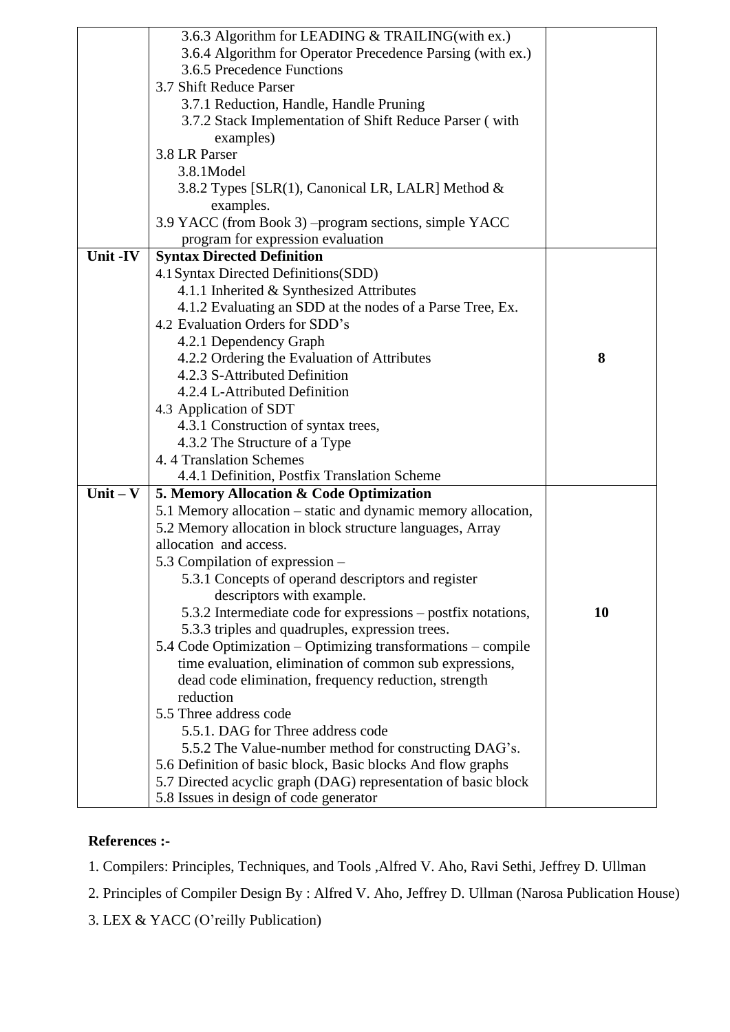| | | |
|---|---|---|
| | 3.6.3 Algorithm for LEADING & TRAILING(with ex.)<br>3.6.4 Algorithm for Operator Precedence Parsing (with ex.)<br>3.6.5 Precedence Functions<br>3.7 Shift Reduce Parser<br>3.7.1 Reduction, Handle, Handle Pruning<br>3.7.2 Stack Implementation of Shift Reduce Parser ( with examples)<br>3.8 LR Parser<br>3.8.1Model<br>3.8.2 Types [SLR(1), Canonical LR, LALR] Method & examples.<br>3.9 YACC (from Book 3) –program sections, simple YACC program for expression evaluation | |
| **Unit -IV** | **Syntax Directed Definition**<br>4.1 Syntax Directed Definitions(SDD)<br>4.1.1 Inherited & Synthesized Attributes<br>4.1.2 Evaluating an SDD at the nodes of a Parse Tree, Ex.<br>4.2 Evaluation Orders for SDD's<br>4.2.1 Dependency Graph<br>4.2.2 Ordering the Evaluation of Attributes<br>4.2.3 S-Attributed Definition<br>4.2.4 L-Attributed Definition<br>4.3 Application of SDT<br>4.3.1 Construction of syntax trees,<br>4.3.2 The Structure of a Type<br>4. 4 Translation Schemes<br>4.4.1 Definition, Postfix Translation Scheme | **8** |
| **Unit – V** | **5. Memory Allocation & Code Optimization**<br>5.1 Memory allocation – static and dynamic memory allocation,<br>5.2 Memory allocation in block structure languages, Array allocation and access.<br>5.3 Compilation of expression –<br>5.3.1 Concepts of operand descriptors and register descriptors with example.<br>5.3.2 Intermediate code for expressions – postfix notations,<br>5.3.3 triples and quadruples, expression trees.<br>5.4 Code Optimization – Optimizing transformations – compile time evaluation, elimination of common sub expressions, dead code elimination, frequency reduction, strength reduction<br>5.5 Three address code<br>5.5.1. DAG for Three address code<br>5.5.2 The Value-number method for constructing DAG's.<br>5.6 Definition of basic block, Basic blocks And flow graphs<br>5.7 Directed acyclic graph (DAG) representation of basic block<br>5.8 Issues in design of code generator | **10** |

**References :-**

1. Compilers: Principles, Techniques, and Tools ,Alfred V. Aho, Ravi Sethi, Jeffrey D. Ullman
2. Principles of Compiler Design By : Alfred V. Aho, Jeffrey D. Ullman (Narosa Publication House)
3. LEX & YACC (O'reilly Publication)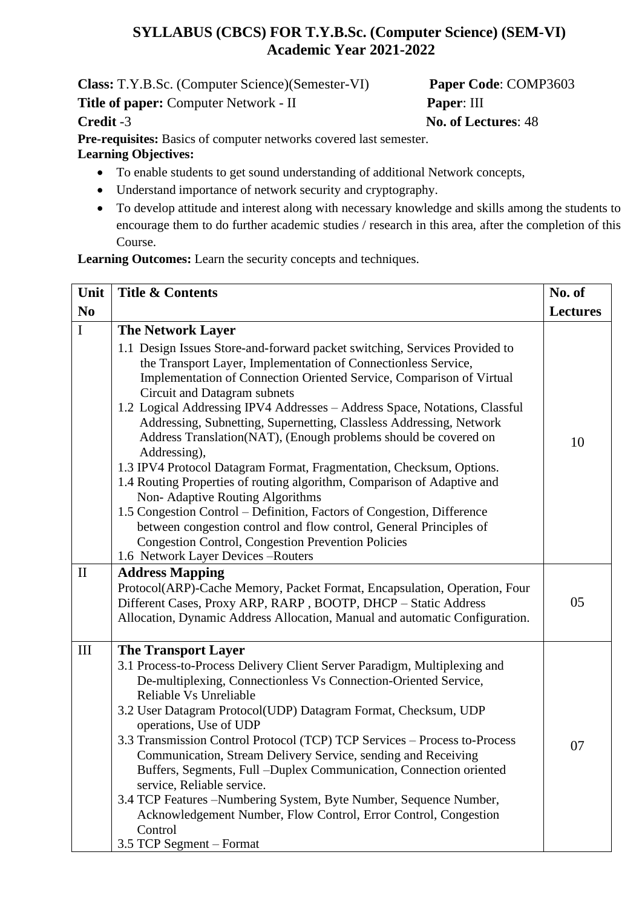# SYLLABUS (CBCS) FOR T.Y.B.Sc. (Computer Science) (SEM-VI)
## Academic Year 2021-2022

**Class:** T.Y.B.Sc. (Computer Science)(Semester-VI) **Paper Code**: COMP3603
**Title of paper:** Computer Network - II **Paper**: III
**Credit** -3 **No. of Lectures**: 48
**Pre-requisites:** Basics of computer networks covered last semester.
**Learning Objectives:**

- To enable students to get sound understanding of additional Network concepts,
- Understand importance of network security and cryptography.
- To develop attitude and interest along with necessary knowledge and skills among the students to encourage them to do further academic studies / research in this area, after the completion of this Course.

**Learning Outcomes:** Learn the security concepts and techniques.

| Unit No | Title & Contents | No. of Lectures |
|---|---|---|
| I | **The Network Layer**<br>1.1 Design Issues Store-and-forward packet switching, Services Provided to the Transport Layer, Implementation of Connectionless Service, Implementation of Connection Oriented Service, Comparison of Virtual Circuit and Datagram subnets<br>1.2 Logical Addressing IPV4 Addresses – Address Space, Notations, Classful Addressing, Subnetting, Supernetting, Classless Addressing, Network Address Translation(NAT), (Enough problems should be covered on Addressing),<br>1.3 IPV4 Protocol Datagram Format, Fragmentation, Checksum, Options.<br>1.4 Routing Properties of routing algorithm, Comparison of Adaptive and Non- Adaptive Routing Algorithms<br>1.5 Congestion Control – Definition, Factors of Congestion, Difference between congestion control and flow control, General Principles of Congestion Control, Congestion Prevention Policies<br>1.6 Network Layer Devices –Routers | 10 |
| II | **Address Mapping**<br>Protocol(ARP)-Cache Memory, Packet Format, Encapsulation, Operation, Four Different Cases, Proxy ARP, RARP , BOOTP, DHCP – Static Address Allocation, Dynamic Address Allocation, Manual and automatic Configuration. | 05 |
| III | **The Transport Layer**<br>3.1 Process-to-Process Delivery Client Server Paradigm, Multiplexing and De-multiplexing, Connectionless Vs Connection-Oriented Service, Reliable Vs Unreliable<br>3.2 User Datagram Protocol(UDP) Datagram Format, Checksum, UDP operations, Use of UDP<br>3.3 Transmission Control Protocol (TCP) TCP Services – Process to-Process Communication, Stream Delivery Service, sending and Receiving Buffers, Segments, Full –Duplex Communication, Connection oriented service, Reliable service.<br>3.4 TCP Features –Numbering System, Byte Number, Sequence Number, Acknowledgement Number, Flow Control, Error Control, Congestion Control<br>3.5 TCP Segment – Format | 07 |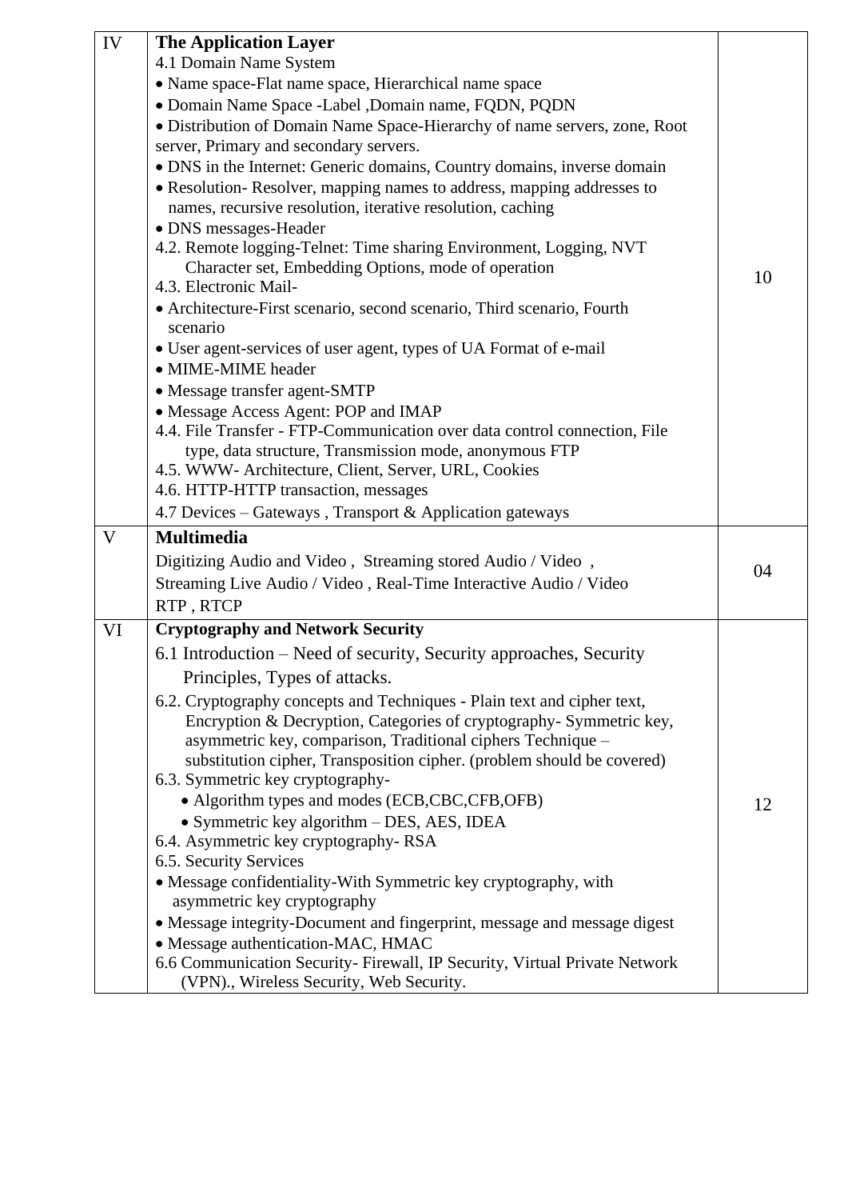| | | |
|---|---|---|
| IV | **The Application Layer**<br>4.1 Domain Name System<br>• Name space-Flat name space, Hierarchical name space<br>• Domain Name Space -Label ,Domain name, FQDN, PQDN<br>• Distribution of Domain Name Space-Hierarchy of name servers, zone, Root server, Primary and secondary servers.<br>• DNS in the Internet: Generic domains, Country domains, inverse domain<br>• Resolution- Resolver, mapping names to address, mapping addresses to names, recursive resolution, iterative resolution, caching<br>• DNS messages-Header<br>4.2. Remote logging-Telnet: Time sharing Environment, Logging, NVT Character set, Embedding Options, mode of operation<br>4.3. Electronic Mail-<br>• Architecture-First scenario, second scenario, Third scenario, Fourth scenario<br>• User agent-services of user agent, types of UA Format of e-mail<br>• MIME-MIME header<br>• Message transfer agent-SMTP<br>• Message Access Agent: POP and IMAP<br>4.4. File Transfer - FTP-Communication over data control connection, File type, data structure, Transmission mode, anonymous FTP<br>4.5. WWW- Architecture, Client, Server, URL, Cookies<br>4.6. HTTP-HTTP transaction, messages<br>4.7 Devices – Gateways , Transport & Application gateways | 10 |
| V | **Multimedia**<br>Digitizing Audio and Video , Streaming stored Audio / Video ,<br>Streaming Live Audio / Video , Real-Time Interactive Audio / Video<br>RTP , RTCP | 04 |
| VI | **Cryptography and Network Security**<br>6.1 Introduction – Need of security, Security approaches, Security Principles, Types of attacks.<br>6.2. Cryptography concepts and Techniques - Plain text and cipher text, Encryption & Decryption, Categories of cryptography- Symmetric key, asymmetric key, comparison, Traditional ciphers Technique – substitution cipher, Transposition cipher. (problem should be covered)<br>6.3. Symmetric key cryptography-<br>• Algorithm types and modes (ECB,CBC,CFB,OFB)<br>• Symmetric key algorithm – DES, AES, IDEA<br>6.4. Asymmetric key cryptography- RSA<br>6.5. Security Services<br>• Message confidentiality-With Symmetric key cryptography, with asymmetric key cryptography<br>• Message integrity-Document and fingerprint, message and message digest<br>• Message authentication-MAC, HMAC<br>6.6 Communication Security- Firewall, IP Security, Virtual Private Network (VPN)., Wireless Security, Web Security. | 12 |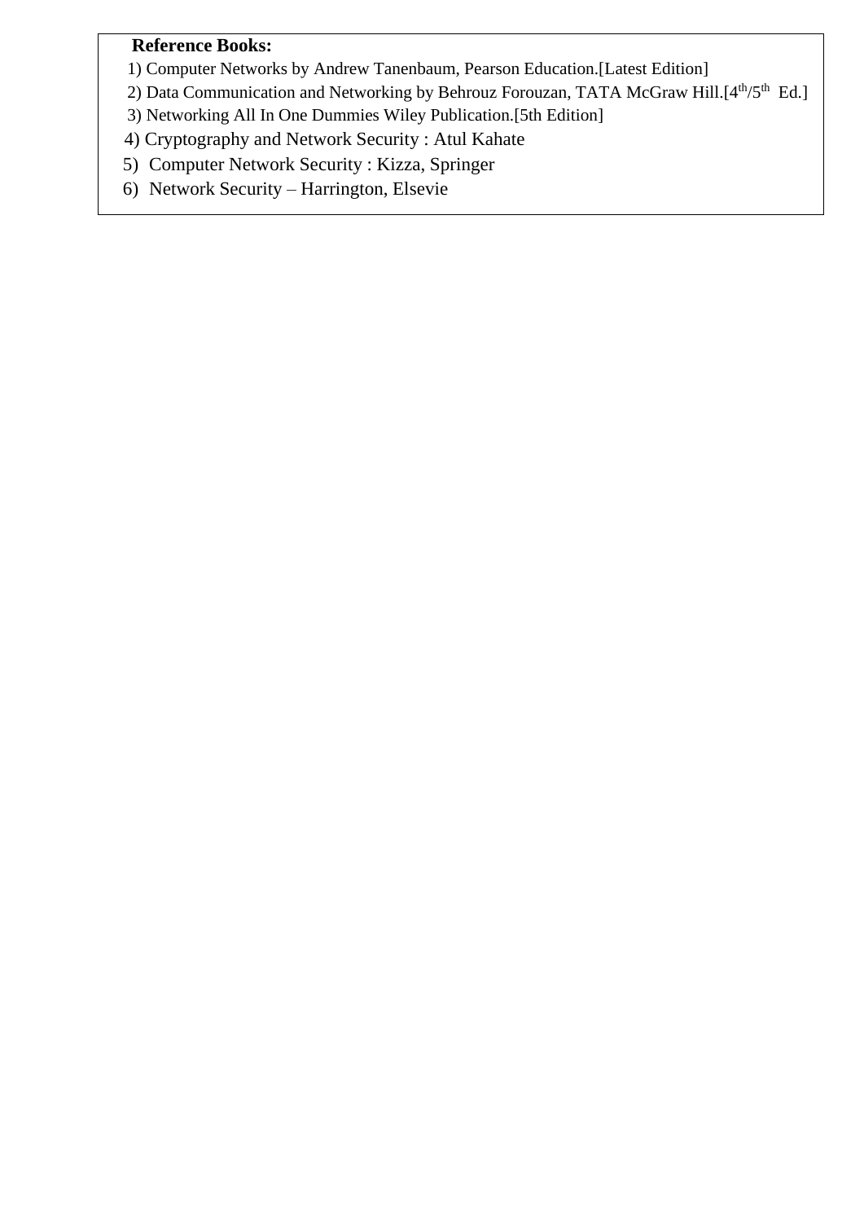**Reference Books:**

1) Computer Networks by Andrew Tanenbaum, Pearson Education.[Latest Edition]
2) Data Communication and Networking by Behrouz Forouzan, TATA McGraw Hill.[4th/5th Ed.]
3) Networking All In One Dummies Wiley Publication.[5th Edition]
4) Cryptography and Network Security : Atul Kahate
5) Computer Network Security : Kizza, Springer
6) Network Security – Harrington, Elsevie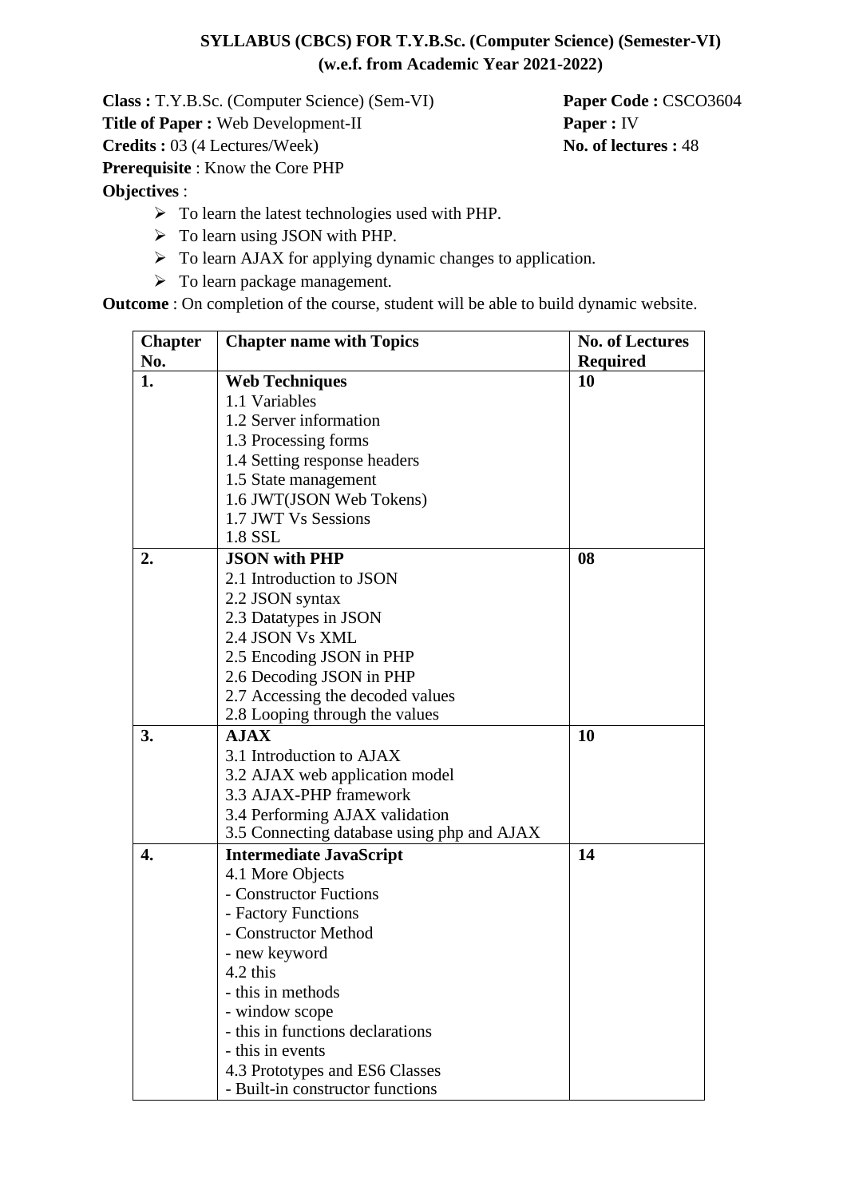**SYLLABUS (CBCS) FOR T.Y.B.Sc. (Computer Science) (Semester-VI)**
**(w.e.f. from Academic Year 2021-2022)**

**Class :** T.Y.B.Sc. (Computer Science) (Sem-VI) **Paper Code :** CSCO3604
**Title of Paper :** Web Development-II **Paper :** IV
**Credits :** 03 (4 Lectures/Week) **No. of lectures :** 48
**Prerequisite** : Know the Core PHP
**Objectives** :

- To learn the latest technologies used with PHP.
- To learn using JSON with PHP.
- To learn AJAX for applying dynamic changes to application.
- To learn package management.

**Outcome** : On completion of the course, student will be able to build dynamic website.

| Chapter No. | Chapter name with Topics | No. of Lectures Required |
|---|---|---|
| **1.** | **Web Techniques**<br>1.1 Variables<br>1.2 Server information<br>1.3 Processing forms<br>1.4 Setting response headers<br>1.5 State management<br>1.6 JWT(JSON Web Tokens)<br>1.7 JWT Vs Sessions<br>1.8 SSL | **10** |
| **2.** | **JSON with PHP**<br>2.1 Introduction to JSON<br>2.2 JSON syntax<br>2.3 Datatypes in JSON<br>2.4 JSON Vs XML<br>2.5 Encoding JSON in PHP<br>2.6 Decoding JSON in PHP<br>2.7 Accessing the decoded values<br>2.8 Looping through the values | **08** |
| **3.** | **AJAX**<br>3.1 Introduction to AJAX<br>3.2 AJAX web application model<br>3.3 AJAX-PHP framework<br>3.4 Performing AJAX validation<br>3.5 Connecting database using php and AJAX | **10** |
| **4.** | **Intermediate JavaScript**<br>4.1 More Objects<br>- Constructor Fuctions<br>- Factory Functions<br>- Constructor Method<br>- new keyword<br>4.2 this<br>- this in methods<br>- window scope<br>- this in functions declarations<br>- this in events<br>4.3 Prototypes and ES6 Classes<br>- Built-in constructor functions | **14** |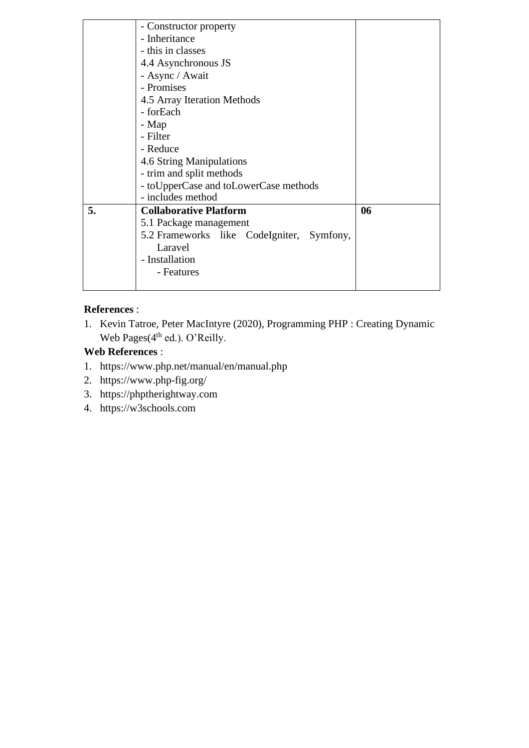| | | |
|---|---|---|
| | - Constructor property<br>- Inheritance<br>- this in classes<br>4.4 Asynchronous JS<br>- Async / Await<br>- Promises<br>4.5 Array Iteration Methods<br>- forEach<br>- Map<br>- Filter<br>- Reduce<br>4.6 String Manipulations<br>- trim and split methods<br>- toUpperCase and toLowerCase methods<br>- includes method | |
| **5.** | **Collaborative Platform**<br>5.1 Package management<br>5.2 Frameworks like CodeIgniter, Symfony, Laravel<br>- Installation<br>- Features | **06** |

**References** :

1. Kevin Tatroe, Peter MacIntyre (2020), Programming PHP : Creating Dynamic Web Pages($4^{th}$ ed.). O'Reilly.

**Web References** :

1. https://www.php.net/manual/en/manual.php
2. https://www.php-fig.org/
3. https://phptherightway.com
4. https://w3schools.com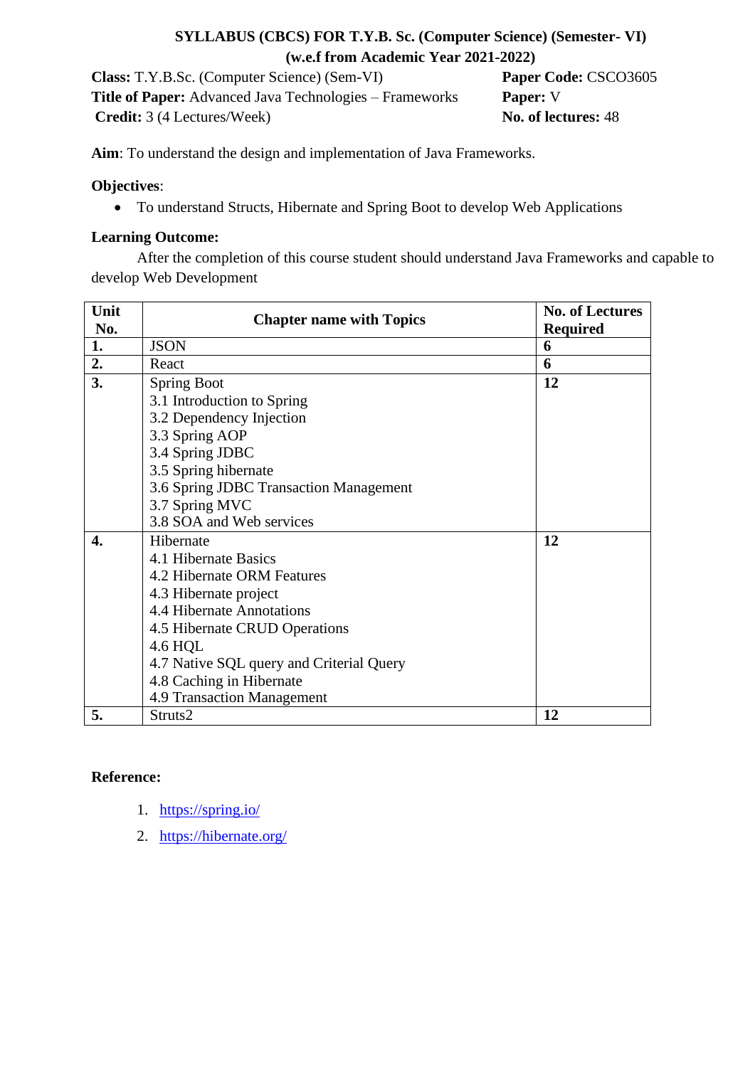**SYLLABUS (CBCS) FOR T.Y.B. Sc. (Computer Science) (Semester- VI)**
**(w.e.f from Academic Year 2021-2022)**

**Class:** T.Y.B.Sc. (Computer Science) (Sem-VI) | **Paper Code:** CSCO3605
**Title of Paper:** Advanced Java Technologies – Frameworks | **Paper:** V
**Credit:** 3 (4 Lectures/Week) | **No. of lectures:** 48

**Aim**: To understand the design and implementation of Java Frameworks.

**Objectives**:

- To understand Structs, Hibernate and Spring Boot to develop Web Applications

**Learning Outcome:**

After the completion of this course student should understand Java Frameworks and capable to develop Web Development

| Unit No. | Chapter name with Topics | No. of Lectures Required |
|---|---|---|
| **1.** | JSON | **6** |
| **2.** | React | **6** |
| **3.** | Spring Boot<br>3.1 Introduction to Spring<br>3.2 Dependency Injection<br>3.3 Spring AOP<br>3.4 Spring JDBC<br>3.5 Spring hibernate<br>3.6 Spring JDBC Transaction Management<br>3.7 Spring MVC<br>3.8 SOA and Web services | **12** |
| **4.** | Hibernate<br>4.1 Hibernate Basics<br>4.2 Hibernate ORM Features<br>4.3 Hibernate project<br>4.4 Hibernate Annotations<br>4.5 Hibernate CRUD Operations<br>4.6 HQL<br>4.7 Native SQL query and Criterial Query<br>4.8 Caching in Hibernate<br>4.9 Transaction Management | **12** |
| **5.** | Struts2 | **12** |

**Reference:**

1. https://spring.io/
2. https://hibernate.org/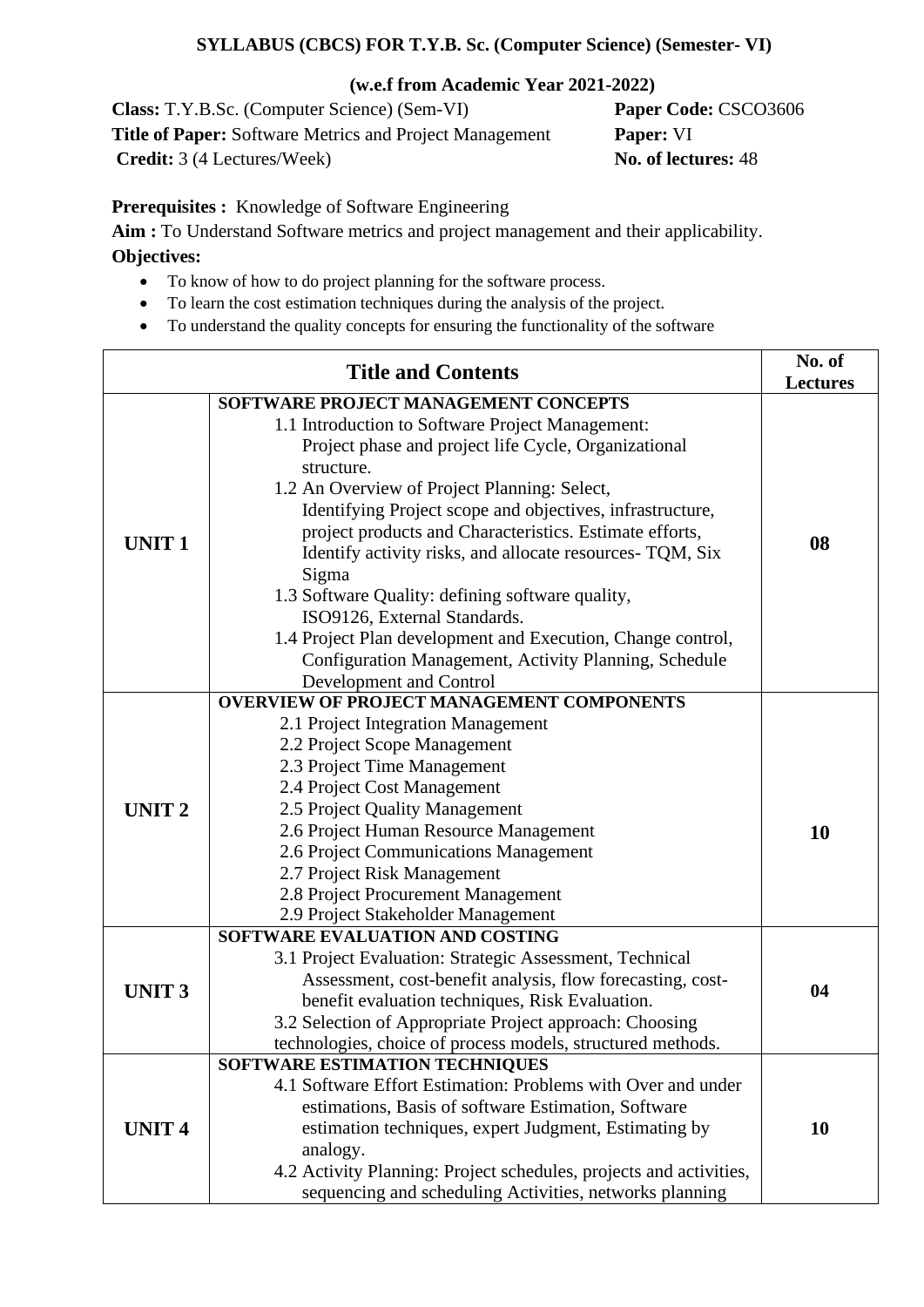**SYLLABUS (CBCS) FOR T.Y.B. Sc. (Computer Science) (Semester- VI)**

**(w.e.f from Academic Year 2021-2022)**

**Class:** T.Y.B.Sc. (Computer Science) (Sem-VI) **Paper Code:** CSCO3606
**Title of Paper:** Software Metrics and Project Management **Paper:** VI
**Credit:** 3 (4 Lectures/Week) **No. of lectures:** 48

**Prerequisites :** Knowledge of Software Engineering

**Aim :** To Understand Software metrics and project management and their applicability.

**Objectives:**

- To know of how to do project planning for the software process.
- To learn the cost estimation techniques during the analysis of the project.
- To understand the quality concepts for ensuring the functionality of the software

| Title and Contents | | No. of Lectures |
|---|---|---|
| **UNIT 1** | **SOFTWARE PROJECT MANAGEMENT CONCEPTS**<br>1.1 Introduction to Software Project Management: Project phase and project life Cycle, Organizational structure.<br>1.2 An Overview of Project Planning: Select, Identifying Project scope and objectives, infrastructure, project products and Characteristics. Estimate efforts, Identify activity risks, and allocate resources- TQM, Six Sigma<br>1.3 Software Quality: defining software quality, ISO9126, External Standards.<br>1.4 Project Plan development and Execution, Change control, Configuration Management, Activity Planning, Schedule Development and Control | **08** |
| **UNIT 2** | **OVERVIEW OF PROJECT MANAGEMENT COMPONENTS**<br>2.1 Project Integration Management<br>2.2 Project Scope Management<br>2.3 Project Time Management<br>2.4 Project Cost Management<br>2.5 Project Quality Management<br>2.6 Project Human Resource Management<br>2.6 Project Communications Management<br>2.7 Project Risk Management<br>2.8 Project Procurement Management<br>2.9 Project Stakeholder Management | **10** |
| **UNIT 3** | **SOFTWARE EVALUATION AND COSTING**<br>3.1 Project Evaluation: Strategic Assessment, Technical Assessment, cost-benefit analysis, flow forecasting, cost-benefit evaluation techniques, Risk Evaluation.<br>3.2 Selection of Appropriate Project approach: Choosing technologies, choice of process models, structured methods. | **04** |
| **UNIT 4** | **SOFTWARE ESTIMATION TECHNIQUES**<br>4.1 Software Effort Estimation: Problems with Over and under estimations, Basis of software Estimation, Software estimation techniques, expert Judgment, Estimating by analogy.<br>4.2 Activity Planning: Project schedules, projects and activities, sequencing and scheduling Activities, networks planning | **10** |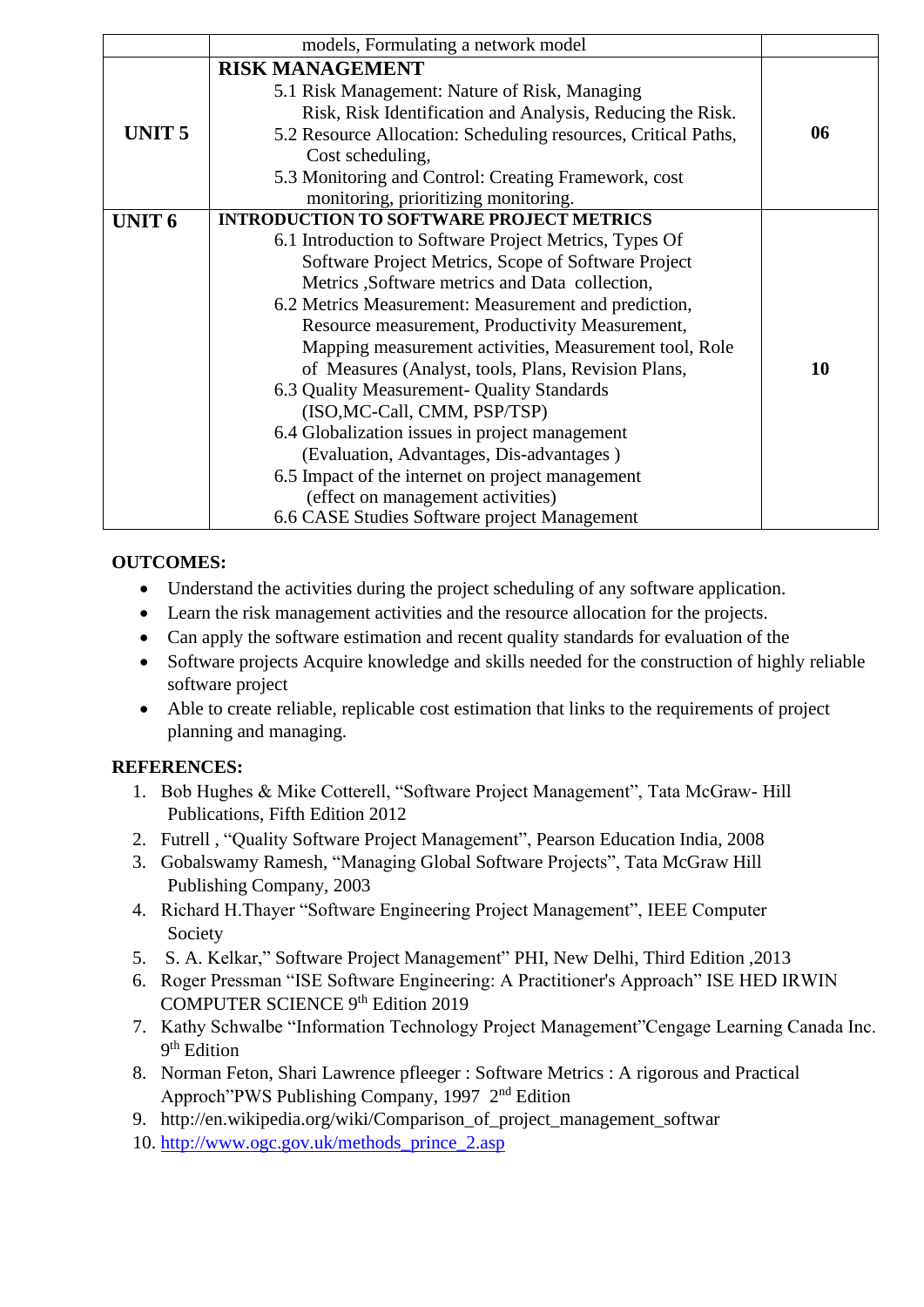| | | |
|---|---|---|
| | models, Formulating a network model | |
| **UNIT 5** | **RISK MANAGEMENT**<br>5.1 Risk Management: Nature of Risk, Managing Risk, Risk Identification and Analysis, Reducing the Risk.<br>5.2 Resource Allocation: Scheduling resources, Critical Paths, Cost scheduling,<br>5.3 Monitoring and Control: Creating Framework, cost monitoring, prioritizing monitoring. | **06** |
| **UNIT 6** | **INTRODUCTION TO SOFTWARE PROJECT METRICS**<br>6.1 Introduction to Software Project Metrics, Types Of Software Project Metrics, Scope of Software Project Metrics ,Software metrics and Data collection,<br>6.2 Metrics Measurement: Measurement and prediction, Resource measurement, Productivity Measurement, Mapping measurement activities, Measurement tool, Role of Measures (Analyst, tools, Plans, Revision Plans,<br>6.3 Quality Measurement- Quality Standards (ISO,MC-Call, CMM, PSP/TSP)<br>6.4 Globalization issues in project management (Evaluation, Advantages, Dis-advantages )<br>6.5 Impact of the internet on project management (effect on management activities)<br>6.6 CASE Studies Software project Management | **10** |

**OUTCOMES:**

- Understand the activities during the project scheduling of any software application.
- Learn the risk management activities and the resource allocation for the projects.
- Can apply the software estimation and recent quality standards for evaluation of the
- Software projects Acquire knowledge and skills needed for the construction of highly reliable software project
- Able to create reliable, replicable cost estimation that links to the requirements of project planning and managing.

**REFERENCES:**

1. Bob Hughes & Mike Cotterell, "Software Project Management", Tata McGraw- Hill Publications, Fifth Edition 2012
2. Futrell , "Quality Software Project Management", Pearson Education India, 2008
3. Gobalswamy Ramesh, "Managing Global Software Projects", Tata McGraw Hill Publishing Company, 2003
4. Richard H.Thayer "Software Engineering Project Management", IEEE Computer Society
5. S. A. Kelkar," Software Project Management" PHI, New Delhi, Third Edition ,2013
6. Roger Pressman "ISE Software Engineering: A Practitioner's Approach" ISE HED IRWIN COMPUTER SCIENCE 9th Edition 2019
7. Kathy Schwalbe "Information Technology Project Management"Cengage Learning Canada Inc. 9th Edition
8. Norman Feton, Shari Lawrence pfleeger : Software Metrics : A rigorous and Practical Approch"PWS Publishing Company, 1997 2nd Edition
9. http://en.wikipedia.org/wiki/Comparison_of_project_management_softwar
10. http://www.ogc.gov.uk/methods_prince_2.asp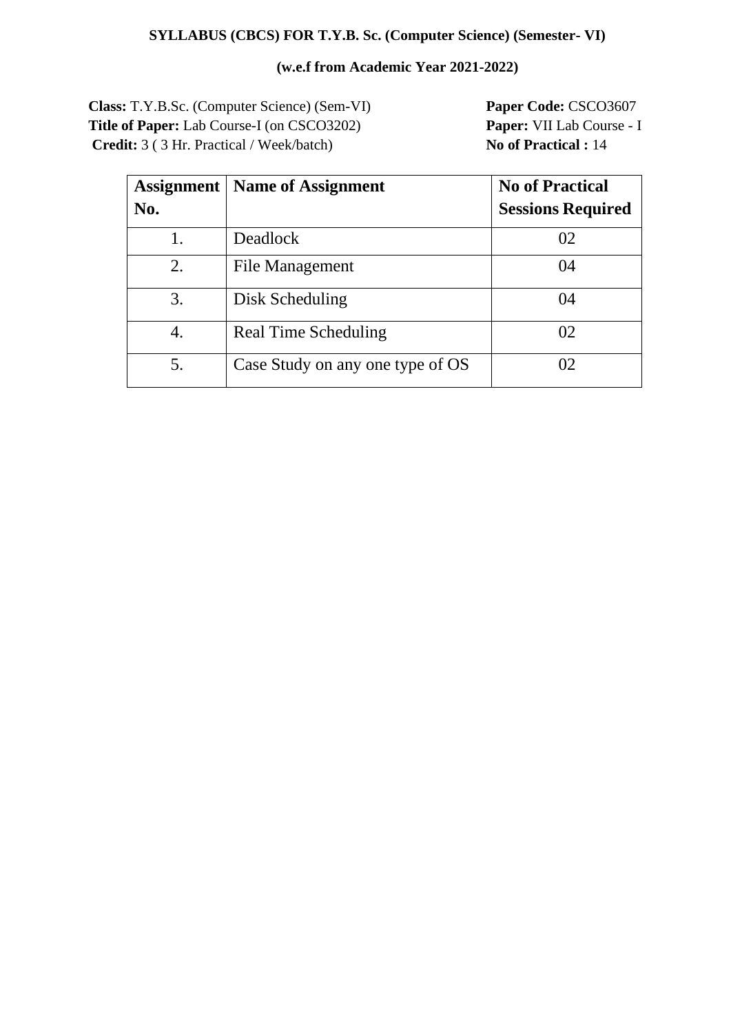**SYLLABUS (CBCS) FOR T.Y.B. Sc. (Computer Science) (Semester- VI)**

**(w.e.f from Academic Year 2021-2022)**

**Class:** T.Y.B.Sc. (Computer Science) (Sem-VI)
**Title of Paper:** Lab Course-I (on CSCO3202)
**Credit:** 3 ( 3 Hr. Practical / Week/batch)

**Paper Code:** CSCO3607
**Paper:** VII Lab Course - I
**No of Practical :** 14

| Assignment No. | Name of Assignment | No of Practical Sessions Required |
|---|---|---|
| 1. | Deadlock | 02 |
| 2. | File Management | 04 |
| 3. | Disk Scheduling | 04 |
| 4. | Real Time Scheduling | 02 |
| 5. | Case Study on any one type of OS | 02 |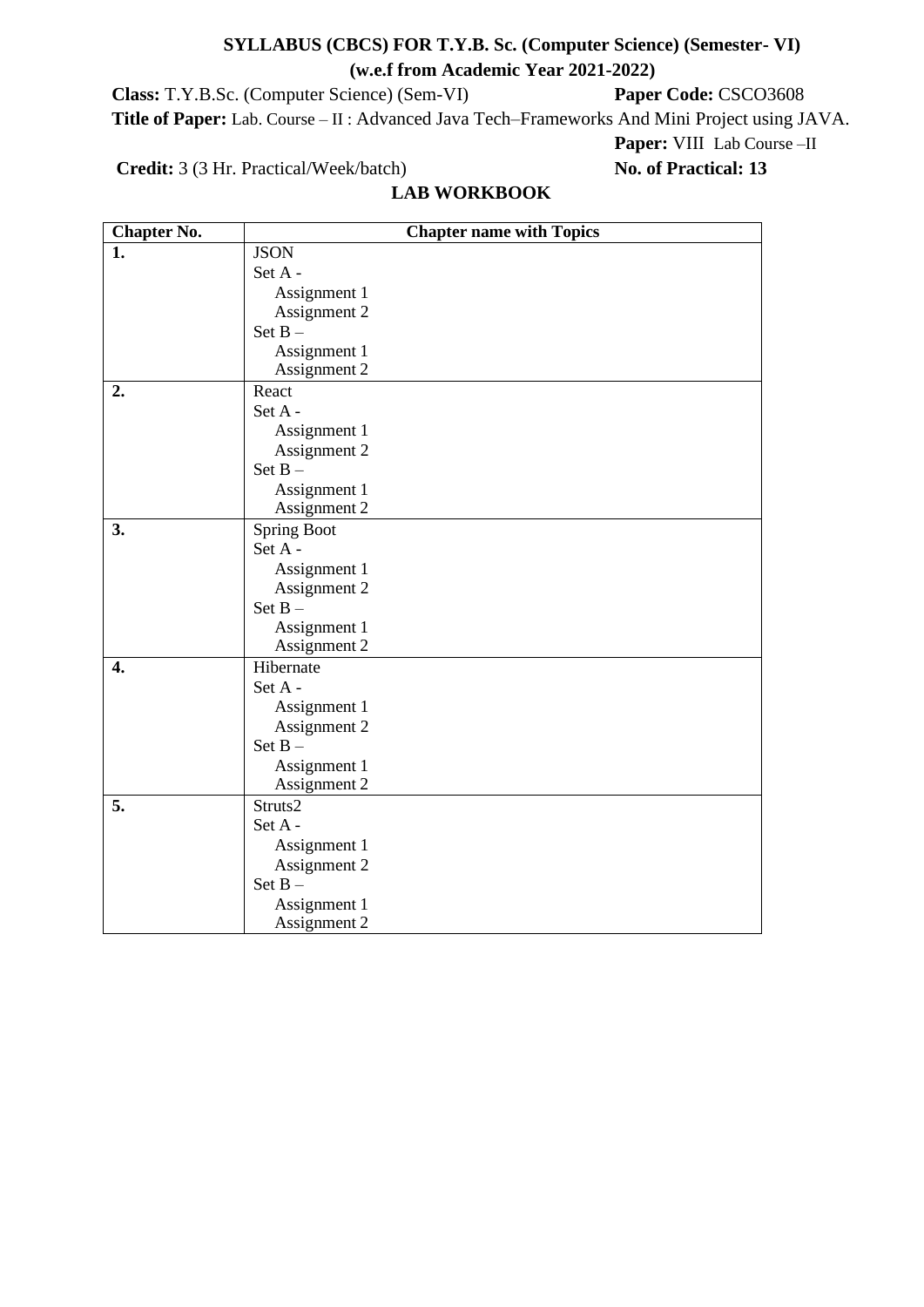**SYLLABUS (CBCS) FOR T.Y.B. Sc. (Computer Science) (Semester- VI)**
**(w.e.f from Academic Year 2021-2022)**

**Class:** T.Y.B.Sc. (Computer Science) (Sem-VI) **Paper Code:** CSCO3608

**Title of Paper:** Lab. Course – II : Advanced Java Tech–Frameworks And Mini Project using JAVA.

**Paper:** VIII Lab Course –II

**Credit:** 3 (3 Hr. Practical/Week/batch) **No. of Practical: 13**

## LAB WORKBOOK

| Chapter No. | Chapter name with Topics |
|---|---|
| **1.** | JSON<br>Set A -<br>Assignment 1<br>Assignment 2<br>Set B –<br>Assignment 1<br>Assignment 2 |
| **2.** | React<br>Set A -<br>Assignment 1<br>Assignment 2<br>Set B –<br>Assignment 1<br>Assignment 2 |
| **3.** | Spring Boot<br>Set A -<br>Assignment 1<br>Assignment 2<br>Set B –<br>Assignment 1<br>Assignment 2 |
| **4.** | Hibernate<br>Set A -<br>Assignment 1<br>Assignment 2<br>Set B –<br>Assignment 1<br>Assignment 2 |
| **5.** | Struts2<br>Set A -<br>Assignment 1<br>Assignment 2<br>Set B –<br>Assignment 1<br>Assignment 2 |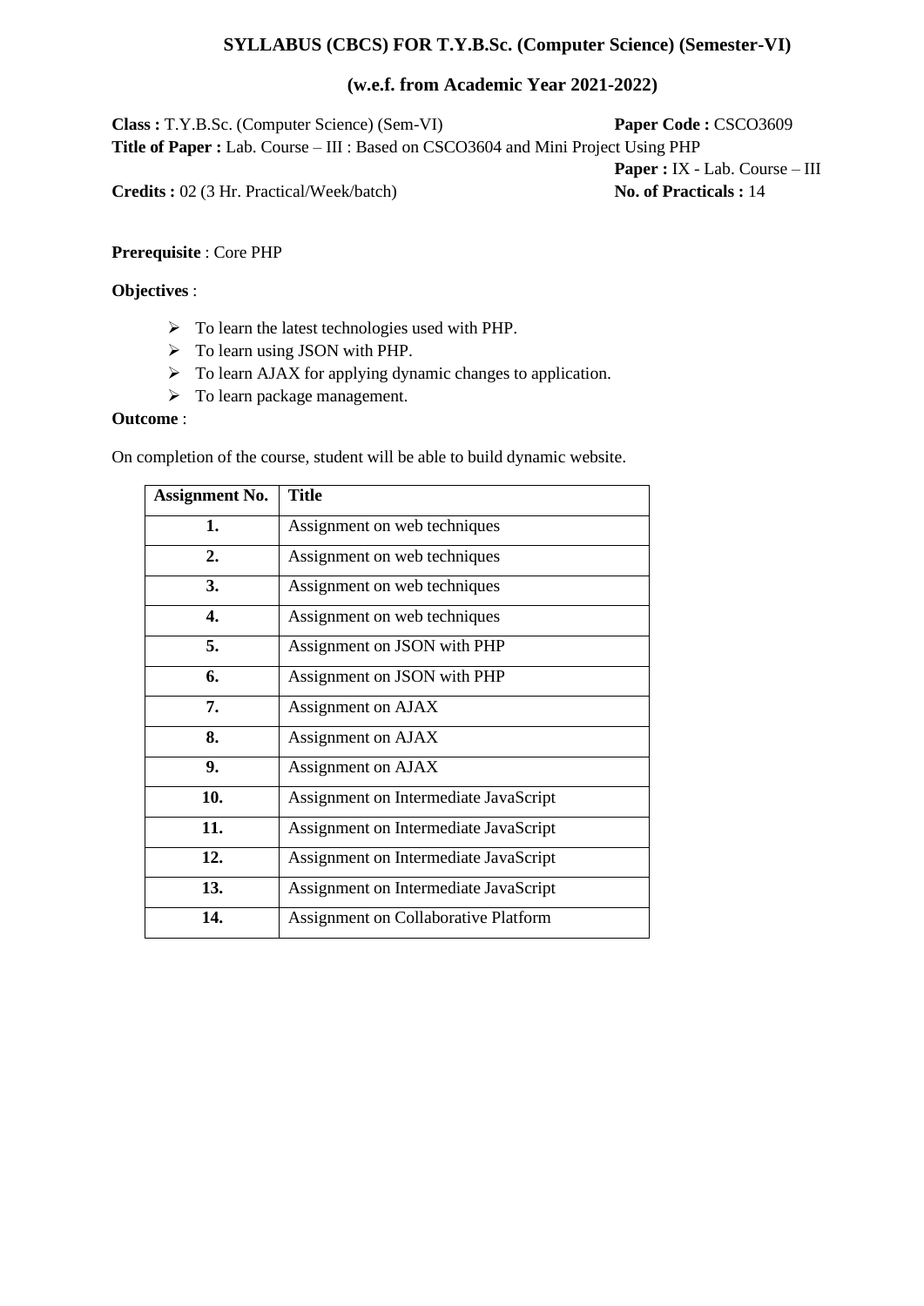## SYLLABUS (CBCS) FOR T.Y.B.Sc. (Computer Science) (Semester-VI)

## (w.e.f. from Academic Year 2021-2022)

**Class :** T.Y.B.Sc. (Computer Science) (Sem-VI) **Paper Code :** CSCO3609
**Title of Paper :** Lab. Course – III : Based on CSCO3604 and Mini Project Using PHP
**Paper :** IX - Lab. Course – III
**Credits :** 02 (3 Hr. Practical/Week/batch) **No. of Practicals :** 14

**Prerequisite** : Core PHP

**Objectives** :

- To learn the latest technologies used with PHP.
- To learn using JSON with PHP.
- To learn AJAX for applying dynamic changes to application.
- To learn package management.

**Outcome** :

On completion of the course, student will be able to build dynamic website.

| Assignment No. | Title |
|---|---|
| **1.** | Assignment on web techniques |
| **2.** | Assignment on web techniques |
| **3.** | Assignment on web techniques |
| **4.** | Assignment on web techniques |
| **5.** | Assignment on JSON with PHP |
| **6.** | Assignment on JSON with PHP |
| **7.** | Assignment on AJAX |
| **8.** | Assignment on AJAX |
| **9.** | Assignment on AJAX |
| **10.** | Assignment on Intermediate JavaScript |
| **11.** | Assignment on Intermediate JavaScript |
| **12.** | Assignment on Intermediate JavaScript |
| **13.** | Assignment on Intermediate JavaScript |
| **14.** | Assignment on Collaborative Platform |